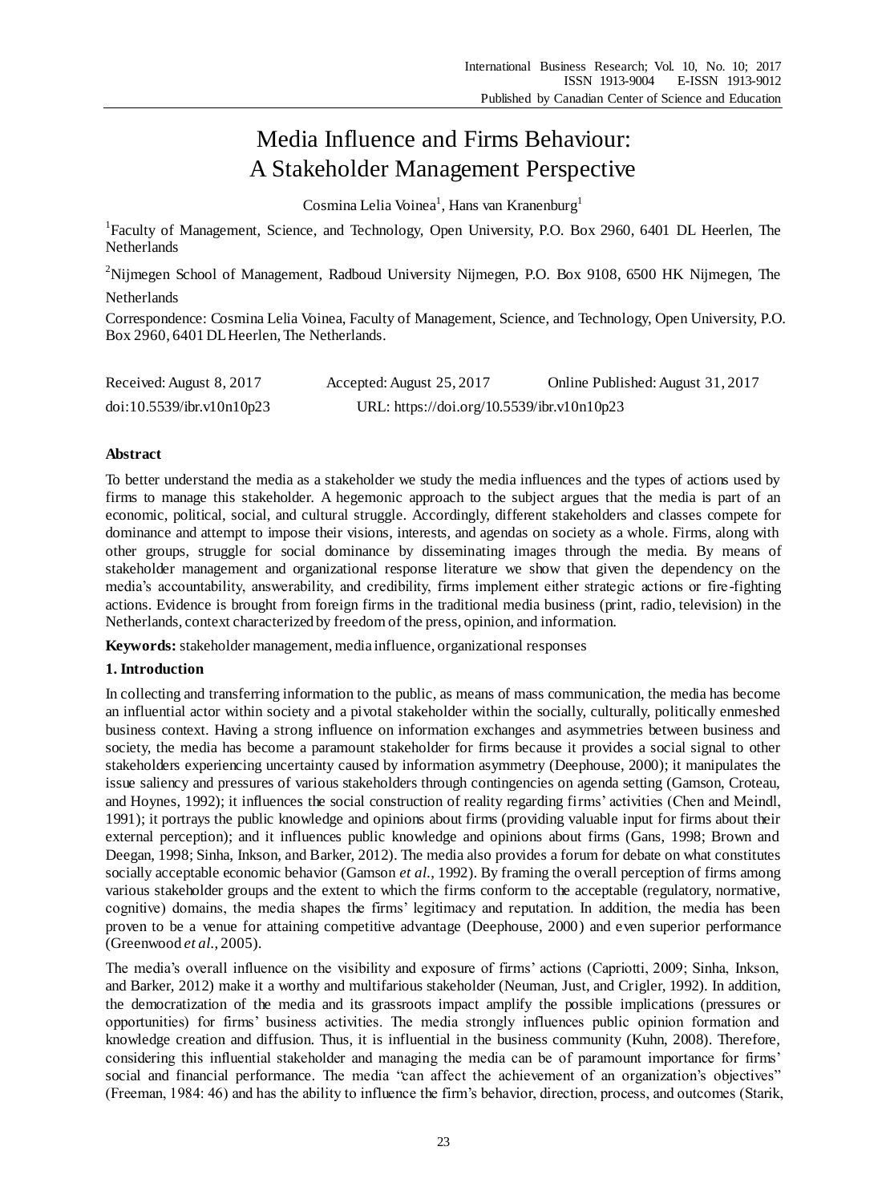# Media Influence and Firms Behaviour: A Stakeholder Management Perspective

Cosmina Lelia Voinea[1], Hans van Kranenburg[1]

[1]Faculty of Management, Science, and Technology, Open University, P.O. Box 2960, 6401 DL Heerlen, The Netherlands

[2]Nijmegen School of Management, Radboud University Nijmegen, P.O. Box 9108, 6500 HK Nijmegen, The Netherlands

Correspondence: Cosmina Lelia Voinea, Faculty of Management, Science, and Technology, Open University, P.O. Box 2960, 6401 DL Heerlen, The Netherlands.

Received: August 8, 2017 Accepted: August 25, 2017 Online Published: August 31, 2017

doi:10.5539/ibr.v10n10p23 URL: https://doi.org/10.5539/ibr.v10n10p23

## Abstract

To better understand the media as a stakeholder we study the media influences and the types of actions used by firms to manage this stakeholder. A hegemonic approach to the subject argues that the media is part of an economic, political, social, and cultural struggle. Accordingly, different stakeholders and classes compete for dominance and attempt to impose their visions, interests, and agendas on society as a whole. Firms, along with other groups, struggle for social dominance by disseminating images through the media. By means of stakeholder management and organizational response literature we show that given the dependency on the media's accountability, answerability, and credibility, firms implement either strategic actions or fire-fighting actions. Evidence is brought from foreign firms in the traditional media business (print, radio, television) in the Netherlands, context characterized by freedom of the press, opinion, and information.

**Keywords:** stakeholder management, media influence, organizational responses

## 1. Introduction

In collecting and transferring information to the public, as means of mass communication, the media has become an influential actor within society and a pivotal stakeholder within the socially, culturally, politically enmeshed business context. Having a strong influence on information exchanges and asymmetries between business and society, the media has become a paramount stakeholder for firms because it provides a social signal to other stakeholders experiencing uncertainty caused by information asymmetry (Deephouse, 2000); it manipulates the issue saliency and pressures of various stakeholders through contingencies on agenda setting (Gamson, Croteau, and Hoynes, 1992); it influences the social construction of reality regarding firms' activities (Chen and Meindl, 1991); it portrays the public knowledge and opinions about firms (providing valuable input for firms about their external perception); and it influences public knowledge and opinions about firms (Gans, 1998; Brown and Deegan, 1998; Sinha, Inkson, and Barker, 2012). The media also provides a forum for debate on what constitutes socially acceptable economic behavior (Gamson *et al.*, 1992). By framing the overall perception of firms among various stakeholder groups and the extent to which the firms conform to the acceptable (regulatory, normative, cognitive) domains, the media shapes the firms' legitimacy and reputation. In addition, the media has been proven to be a venue for attaining competitive advantage (Deephouse, 2000) and even superior performance (Greenwood *et al.*, 2005).

The media's overall influence on the visibility and exposure of firms' actions (Capriotti, 2009; Sinha, Inkson, and Barker, 2012) make it a worthy and multifarious stakeholder (Neuman, Just, and Crigler, 1992). In addition, the democratization of the media and its grassroots impact amplify the possible implications (pressures or opportunities) for firms' business activities. The media strongly influences public opinion formation and knowledge creation and diffusion. Thus, it is influential in the business community (Kuhn, 2008). Therefore, considering this influential stakeholder and managing the media can be of paramount importance for firms' social and financial performance. The media "can affect the achievement of an organization's objectives" (Freeman, 1984: 46) and has the ability to influence the firm's behavior, direction, process, and outcomes (Starik,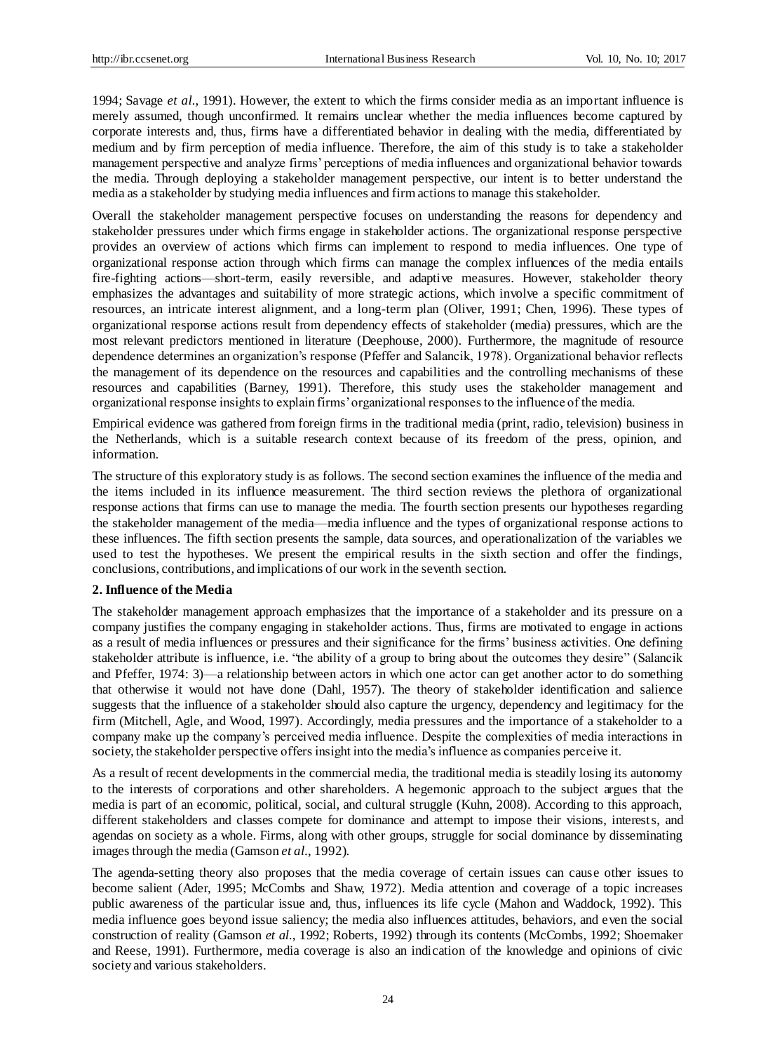1994; Savage *et al*., 1991). However, the extent to which the firms consider media as an important influence is merely assumed, though unconfirmed. It remains unclear whether the media influences become captured by corporate interests and, thus, firms have a differentiated behavior in dealing with the media, differentiated by medium and by firm perception of media influence. Therefore, the aim of this study is to take a stakeholder management perspective and analyze firms' perceptions of media influences and organizational behavior towards the media. Through deploying a stakeholder management perspective, our intent is to better understand the media as a stakeholder by studying media influences and firm actions to manage this stakeholder.

Overall the stakeholder management perspective focuses on understanding the reasons for dependency and stakeholder pressures under which firms engage in stakeholder actions. The organizational response perspective provides an overview of actions which firms can implement to respond to media influences. One type of organizational response action through which firms can manage the complex influences of the media entails fire-fighting actions—short-term, easily reversible, and adaptive measures. However, stakeholder theory emphasizes the advantages and suitability of more strategic actions, which involve a specific commitment of resources, an intricate interest alignment, and a long-term plan (Oliver, 1991; Chen, 1996). These types of organizational response actions result from dependency effects of stakeholder (media) pressures, which are the most relevant predictors mentioned in literature (Deephouse, 2000). Furthermore, the magnitude of resource dependence determines an organization's response (Pfeffer and Salancik, 1978). Organizational behavior reflects the management of its dependence on the resources and capabilities and the controlling mechanisms of these resources and capabilities (Barney, 1991). Therefore, this study uses the stakeholder management and organizational response insights to explain firms' organizational responses to the influence of the media.

Empirical evidence was gathered from foreign firms in the traditional media (print, radio, television) business in the Netherlands, which is a suitable research context because of its freedom of the press, opinion, and information.

The structure of this exploratory study is as follows. The second section examines the influence of the media and the items included in its influence measurement. The third section reviews the plethora of organizational response actions that firms can use to manage the media. The fourth section presents our hypotheses regarding the stakeholder management of the media—media influence and the types of organizational response actions to these influences. The fifth section presents the sample, data sources, and operationalization of the variables we used to test the hypotheses. We present the empirical results in the sixth section and offer the findings, conclusions, contributions, and implications of our work in the seventh section.

## 2. Influence of the Media

The stakeholder management approach emphasizes that the importance of a stakeholder and its pressure on a company justifies the company engaging in stakeholder actions. Thus, firms are motivated to engage in actions as a result of media influences or pressures and their significance for the firms' business activities. One defining stakeholder attribute is influence, i.e. "the ability of a group to bring about the outcomes they desire" (Salancik and Pfeffer, 1974: 3)—a relationship between actors in which one actor can get another actor to do something that otherwise it would not have done (Dahl, 1957). The theory of stakeholder identification and salience suggests that the influence of a stakeholder should also capture the urgency, dependency and legitimacy for the firm (Mitchell, Agle, and Wood, 1997). Accordingly, media pressures and the importance of a stakeholder to a company make up the company's perceived media influence. Despite the complexities of media interactions in society, the stakeholder perspective offers insight into the media's influence as companies perceive it.

As a result of recent developments in the commercial media, the traditional media is steadily losing its autonomy to the interests of corporations and other shareholders. A hegemonic approach to the subject argues that the media is part of an economic, political, social, and cultural struggle (Kuhn, 2008). According to this approach, different stakeholders and classes compete for dominance and attempt to impose their visions, interests, and agendas on society as a whole. Firms, along with other groups, struggle for social dominance by disseminating images through the media (Gamson *et al*., 1992).

The agenda-setting theory also proposes that the media coverage of certain issues can cause other issues to become salient (Ader, 1995; McCombs and Shaw, 1972). Media attention and coverage of a topic increases public awareness of the particular issue and, thus, influences its life cycle (Mahon and Waddock, 1992). This media influence goes beyond issue saliency; the media also influences attitudes, behaviors, and even the social construction of reality (Gamson *et al*., 1992; Roberts, 1992) through its contents (McCombs, 1992; Shoemaker and Reese, 1991). Furthermore, media coverage is also an indication of the knowledge and opinions of civic society and various stakeholders.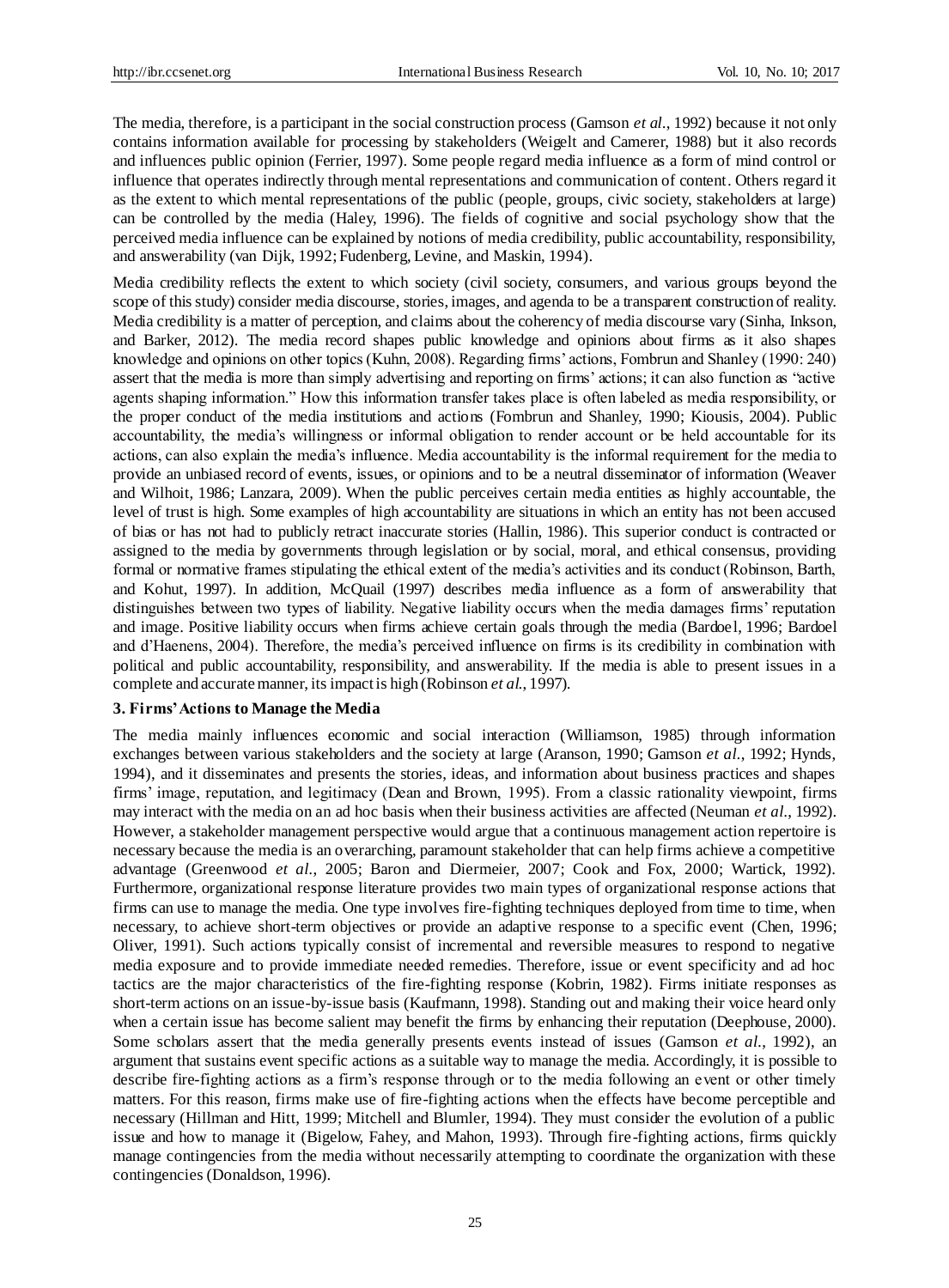The media, therefore, is a participant in the social construction process (Gamson *et al.*, 1992) because it not only contains information available for processing by stakeholders (Weigelt and Camerer, 1988) but it also records and influences public opinion (Ferrier, 1997). Some people regard media influence as a form of mind control or influence that operates indirectly through mental representations and communication of content. Others regard it as the extent to which mental representations of the public (people, groups, civic society, stakeholders at large) can be controlled by the media (Haley, 1996). The fields of cognitive and social psychology show that the perceived media influence can be explained by notions of media credibility, public accountability, responsibility, and answerability (van Dijk, 1992; Fudenberg, Levine, and Maskin, 1994).

Media credibility reflects the extent to which society (civil society, consumers, and various groups beyond the scope of this study) consider media discourse, stories, images, and agenda to be a transparent construction of reality. Media credibility is a matter of perception, and claims about the coherency of media discourse vary (Sinha, Inkson, and Barker, 2012). The media record shapes public knowledge and opinions about firms as it also shapes knowledge and opinions on other topics (Kuhn, 2008). Regarding firms' actions, Fombrun and Shanley (1990: 240) assert that the media is more than simply advertising and reporting on firms' actions; it can also function as "active agents shaping information." How this information transfer takes place is often labeled as media responsibility, or the proper conduct of the media institutions and actions (Fombrun and Shanley, 1990; Kiousis, 2004). Public accountability, the media's willingness or informal obligation to render account or be held accountable for its actions, can also explain the media's influence. Media accountability is the informal requirement for the media to provide an unbiased record of events, issues, or opinions and to be a neutral disseminator of information (Weaver and Wilhoit, 1986; Lanzara, 2009). When the public perceives certain media entities as highly accountable, the level of trust is high. Some examples of high accountability are situations in which an entity has not been accused of bias or has not had to publicly retract inaccurate stories (Hallin, 1986). This superior conduct is contracted or assigned to the media by governments through legislation or by social, moral, and ethical consensus, providing formal or normative frames stipulating the ethical extent of the media's activities and its conduct (Robinson, Barth, and Kohut, 1997). In addition, McQuail (1997) describes media influence as a form of answerability that distinguishes between two types of liability. Negative liability occurs when the media damages firms' reputation and image. Positive liability occurs when firms achieve certain goals through the media (Bardoel, 1996; Bardoel and d'Haenens, 2004). Therefore, the media's perceived influence on firms is its credibility in combination with political and public accountability, responsibility, and answerability. If the media is able to present issues in a complete and accurate manner, its impact is high (Robinson *et al.*, 1997).

## 3. Firms' Actions to Manage the Media

The media mainly influences economic and social interaction (Williamson, 1985) through information exchanges between various stakeholders and the society at large (Aranson, 1990; Gamson *et al.*, 1992; Hynds, 1994), and it disseminates and presents the stories, ideas, and information about business practices and shapes firms' image, reputation, and legitimacy (Dean and Brown, 1995). From a classic rationality viewpoint, firms may interact with the media on an ad hoc basis when their business activities are affected (Neuman *et al.*, 1992). However, a stakeholder management perspective would argue that a continuous management action repertoire is necessary because the media is an overarching, paramount stakeholder that can help firms achieve a competitive advantage (Greenwood *et al.*, 2005; Baron and Diermeier, 2007; Cook and Fox, 2000; Wartick, 1992). Furthermore, organizational response literature provides two main types of organizational response actions that firms can use to manage the media. One type involves fire-fighting techniques deployed from time to time, when necessary, to achieve short-term objectives or provide an adaptive response to a specific event (Chen, 1996; Oliver, 1991). Such actions typically consist of incremental and reversible measures to respond to negative media exposure and to provide immediate needed remedies. Therefore, issue or event specificity and ad hoc tactics are the major characteristics of the fire-fighting response (Kobrin, 1982). Firms initiate responses as short-term actions on an issue-by-issue basis (Kaufmann, 1998). Standing out and making their voice heard only when a certain issue has become salient may benefit the firms by enhancing their reputation (Deephouse, 2000). Some scholars assert that the media generally presents events instead of issues (Gamson *et al.*, 1992), an argument that sustains event specific actions as a suitable way to manage the media. Accordingly, it is possible to describe fire-fighting actions as a firm's response through or to the media following an event or other timely matters. For this reason, firms make use of fire-fighting actions when the effects have become perceptible and necessary (Hillman and Hitt, 1999; Mitchell and Blumler, 1994). They must consider the evolution of a public issue and how to manage it (Bigelow, Fahey, and Mahon, 1993). Through fire-fighting actions, firms quickly manage contingencies from the media without necessarily attempting to coordinate the organization with these contingencies (Donaldson, 1996).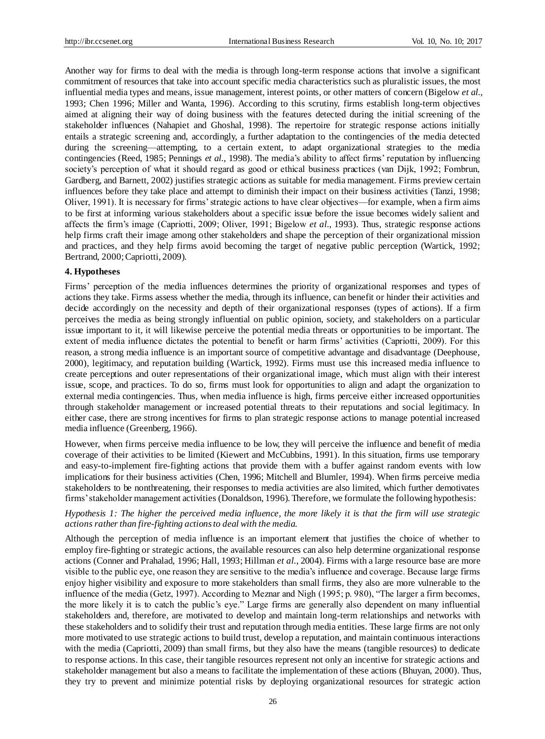Another way for firms to deal with the media is through long-term response actions that involve a significant commitment of resources that take into account specific media characteristics such as pluralistic issues, the most influential media types and means, issue management, interest points, or other matters of concern (Bigelow *et al.*, 1993; Chen 1996; Miller and Wanta, 1996). According to this scrutiny, firms establish long-term objectives aimed at aligning their way of doing business with the features detected during the initial screening of the stakeholder influences (Nahapiet and Ghoshal, 1998). The repertoire for strategic response actions initially entails a strategic screening and, accordingly, a further adaptation to the contingencies of the media detected during the screening—attempting, to a certain extent, to adapt organizational strategies to the media contingencies (Reed, 1985; Pennings *et al.*, 1998). The media's ability to affect firms' reputation by influencing society's perception of what it should regard as good or ethical business practices (van Dijk, 1992; Fombrun, Gardberg, and Barnett, 2002) justifies strategic actions as suitable for media management. Firms preview certain influences before they take place and attempt to diminish their impact on their business activities (Tanzi, 1998; Oliver, 1991). It is necessary for firms' strategic actions to have clear objectives—for example, when a firm aims to be first at informing various stakeholders about a specific issue before the issue becomes widely salient and affects the firm's image (Capriotti, 2009; Oliver, 1991; Bigelow *et al.*, 1993). Thus, strategic response actions help firms craft their image among other stakeholders and shape the perception of their organizational mission and practices, and they help firms avoid becoming the target of negative public perception (Wartick, 1992; Bertrand, 2000; Capriotti, 2009).

## 4. Hypotheses

Firms' perception of the media influences determines the priority of organizational responses and types of actions they take. Firms assess whether the media, through its influence, can benefit or hinder their activities and decide accordingly on the necessity and depth of their organizational responses (types of actions). If a firm perceives the media as being strongly influential on public opinion, society, and stakeholders on a particular issue important to it, it will likewise perceive the potential media threats or opportunities to be important. The extent of media influence dictates the potential to benefit or harm firms' activities (Capriotti, 2009). For this reason, a strong media influence is an important source of competitive advantage and disadvantage (Deephouse, 2000), legitimacy, and reputation building (Wartick, 1992). Firms must use this increased media influence to create perceptions and outer representations of their organizational image, which must align with their interest issue, scope, and practices. To do so, firms must look for opportunities to align and adapt the organization to external media contingencies. Thus, when media influence is high, firms perceive either increased opportunities through stakeholder management or increased potential threats to their reputations and social legitimacy. In either case, there are strong incentives for firms to plan strategic response actions to manage potential increased media influence (Greenberg, 1966).

However, when firms perceive media influence to be low, they will perceive the influence and benefit of media coverage of their activities to be limited (Kiewert and McCubbins, 1991). In this situation, firms use temporary and easy-to-implement fire-fighting actions that provide them with a buffer against random events with low implications for their business activities (Chen, 1996; Mitchell and Blumler, 1994). When firms perceive media stakeholders to be nonthreatening, their responses to media activities are also limited, which further demotivates firms' stakeholder management activities (Donaldson, 1996). Therefore, we formulate the following hypothesis:

*Hypothesis 1: The higher the perceived media influence, the more likely it is that the firm will use strategic actions rather than fire-fighting actions to deal with the media.*

Although the perception of media influence is an important element that justifies the choice of whether to employ fire-fighting or strategic actions, the available resources can also help determine organizational response actions (Conner and Prahalad, 1996; Hall, 1993; Hillman *et al.*, 2004). Firms with a large resource base are more visible to the public eye, one reason they are sensitive to the media's influence and coverage. Because large firms enjoy higher visibility and exposure to more stakeholders than small firms, they also are more vulnerable to the influence of the media (Getz, 1997). According to Meznar and Nigh (1995; p. 980), "The larger a firm becomes, the more likely it is to catch the public's eye." Large firms are generally also dependent on many influential stakeholders and, therefore, are motivated to develop and maintain long-term relationships and networks with these stakeholders and to solidify their trust and reputation through media entities. These large firms are not only more motivated to use strategic actions to build trust, develop a reputation, and maintain continuous interactions with the media (Capriotti, 2009) than small firms, but they also have the means (tangible resources) to dedicate to response actions. In this case, their tangible resources represent not only an incentive for strategic actions and stakeholder management but also a means to facilitate the implementation of these actions (Bhuyan, 2000). Thus, they try to prevent and minimize potential risks by deploying organizational resources for strategic action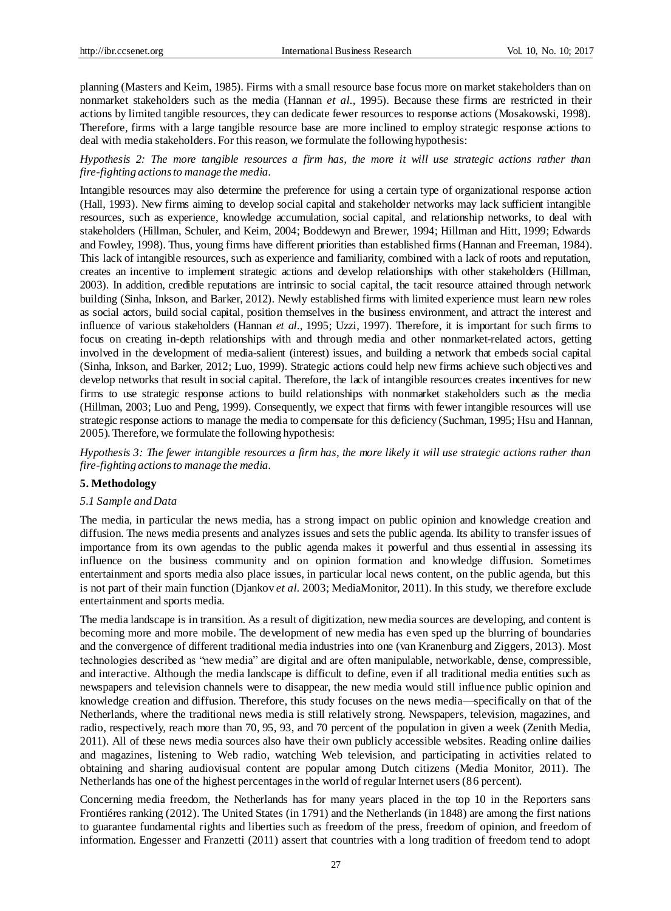planning (Masters and Keim, 1985). Firms with a small resource base focus more on market stakeholders than on nonmarket stakeholders such as the media (Hannan *et al.*, 1995). Because these firms are restricted in their actions by limited tangible resources, they can dedicate fewer resources to response actions (Mosakowski, 1998). Therefore, firms with a large tangible resource base are more inclined to employ strategic response actions to deal with media stakeholders. For this reason, we formulate the following hypothesis:

*Hypothesis 2: The more tangible resources a firm has, the more it will use strategic actions rather than fire-fighting actions to manage the media.*

Intangible resources may also determine the preference for using a certain type of organizational response action (Hall, 1993). New firms aiming to develop social capital and stakeholder networks may lack sufficient intangible resources, such as experience, knowledge accumulation, social capital, and relationship networks, to deal with stakeholders (Hillman, Schuler, and Keim, 2004; Boddewyn and Brewer, 1994; Hillman and Hitt, 1999; Edwards and Fowley, 1998). Thus, young firms have different priorities than established firms (Hannan and Freeman, 1984). This lack of intangible resources, such as experience and familiarity, combined with a lack of roots and reputation, creates an incentive to implement strategic actions and develop relationships with other stakeholders (Hillman, 2003). In addition, credible reputations are intrinsic to social capital, the tacit resource attained through network building (Sinha, Inkson, and Barker, 2012). Newly established firms with limited experience must learn new roles as social actors, build social capital, position themselves in the business environment, and attract the interest and influence of various stakeholders (Hannan *et al.*, 1995; Uzzi, 1997). Therefore, it is important for such firms to focus on creating in-depth relationships with and through media and other nonmarket-related actors, getting involved in the development of media-salient (interest) issues, and building a network that embeds social capital (Sinha, Inkson, and Barker, 2012; Luo, 1999). Strategic actions could help new firms achieve such objectives and develop networks that result in social capital. Therefore, the lack of intangible resources creates incentives for new firms to use strategic response actions to build relationships with nonmarket stakeholders such as the media (Hillman, 2003; Luo and Peng, 1999). Consequently, we expect that firms with fewer intangible resources will use strategic response actions to manage the media to compensate for this deficiency (Suchman, 1995; Hsu and Hannan, 2005). Therefore, we formulate the following hypothesis:

*Hypothesis 3: The fewer intangible resources a firm has, the more likely it will use strategic actions rather than fire-fighting actions to manage the media.*

## 5. Methodology

### *5.1 Sample and Data*

The media, in particular the news media, has a strong impact on public opinion and knowledge creation and diffusion. The news media presents and analyzes issues and sets the public agenda. Its ability to transfer issues of importance from its own agendas to the public agenda makes it powerful and thus essential in assessing its influence on the business community and on opinion formation and knowledge diffusion. Sometimes entertainment and sports media also place issues, in particular local news content, on the public agenda, but this is not part of their main function (Djankov *et al.* 2003; MediaMonitor, 2011). In this study, we therefore exclude entertainment and sports media.

The media landscape is in transition. As a result of digitization, new media sources are developing, and content is becoming more and more mobile. The development of new media has even sped up the blurring of boundaries and the convergence of different traditional media industries into one (van Kranenburg and Ziggers, 2013). Most technologies described as "new media" are digital and are often manipulable, networkable, dense, compressible, and interactive. Although the media landscape is difficult to define, even if all traditional media entities such as newspapers and television channels were to disappear, the new media would still influence public opinion and knowledge creation and diffusion. Therefore, this study focuses on the news media—specifically on that of the Netherlands, where the traditional news media is still relatively strong. Newspapers, television, magazines, and radio, respectively, reach more than 70, 95, 93, and 70 percent of the population in given a week (Zenith Media, 2011). All of these news media sources also have their own publicly accessible websites. Reading online dailies and magazines, listening to Web radio, watching Web television, and participating in activities related to obtaining and sharing audiovisual content are popular among Dutch citizens (Media Monitor, 2011). The Netherlands has one of the highest percentages in the world of regular Internet users (86 percent).

Concerning media freedom, the Netherlands has for many years placed in the top 10 in the Reporters sans Frontiéres ranking (2012). The United States (in 1791) and the Netherlands (in 1848) are among the first nations to guarantee fundamental rights and liberties such as freedom of the press, freedom of opinion, and freedom of information. Engesser and Franzetti (2011) assert that countries with a long tradition of freedom tend to adopt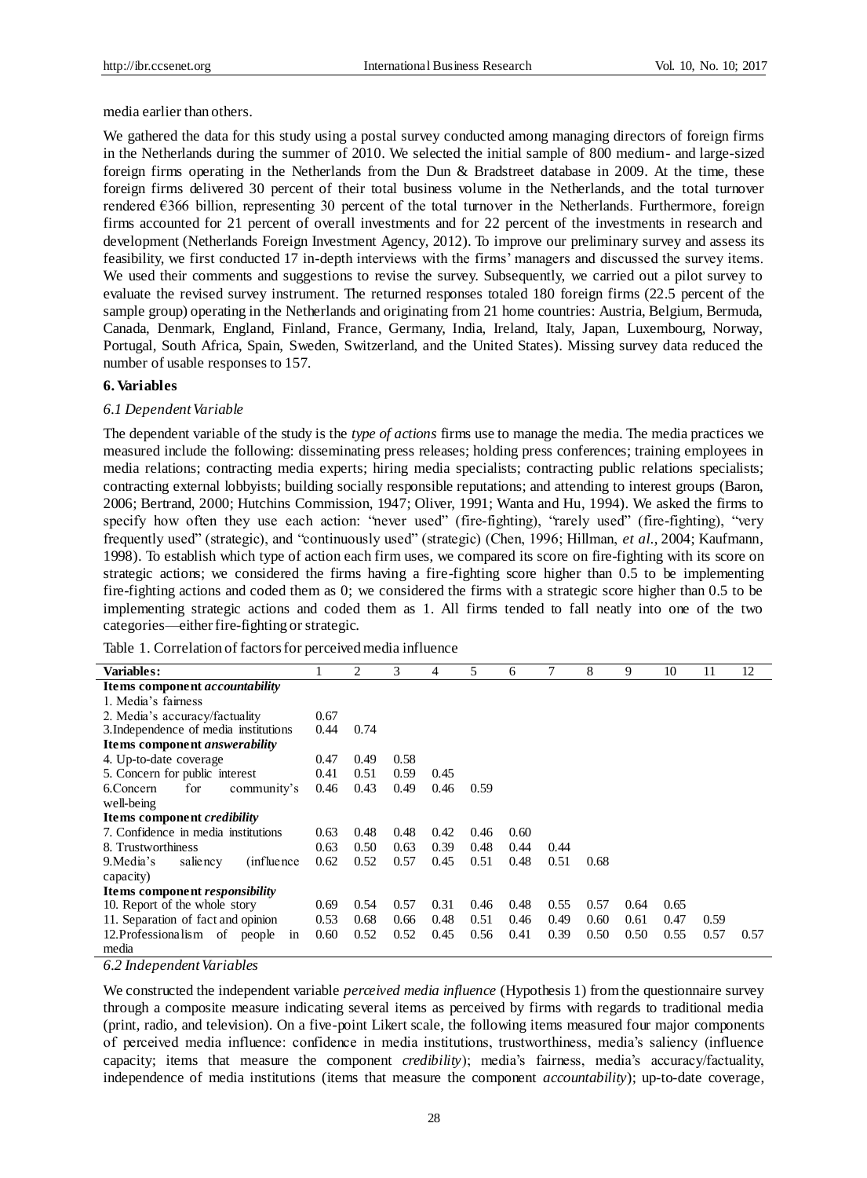media earlier than others.

We gathered the data for this study using a postal survey conducted among managing directors of foreign firms in the Netherlands during the summer of 2010. We selected the initial sample of 800 medium- and large-sized foreign firms operating in the Netherlands from the Dun & Bradstreet database in 2009. At the time, these foreign firms delivered 30 percent of their total business volume in the Netherlands, and the total turnover rendered €366 billion, representing 30 percent of the total turnover in the Netherlands. Furthermore, foreign firms accounted for 21 percent of overall investments and for 22 percent of the investments in research and development (Netherlands Foreign Investment Agency, 2012). To improve our preliminary survey and assess its feasibility, we first conducted 17 in-depth interviews with the firms' managers and discussed the survey items. We used their comments and suggestions to revise the survey. Subsequently, we carried out a pilot survey to evaluate the revised survey instrument. The returned responses totaled 180 foreign firms (22.5 percent of the sample group) operating in the Netherlands and originating from 21 home countries: Austria, Belgium, Bermuda, Canada, Denmark, England, Finland, France, Germany, India, Ireland, Italy, Japan, Luxembourg, Norway, Portugal, South Africa, Spain, Sweden, Switzerland, and the United States). Missing survey data reduced the number of usable responses to 157.

## 6. Variables

### 6.1 Dependent Variable

The dependent variable of the study is the *type of actions* firms use to manage the media. The media practices we measured include the following: disseminating press releases; holding press conferences; training employees in media relations; contracting media experts; hiring media specialists; contracting public relations specialists; contracting external lobbyists; building socially responsible reputations; and attending to interest groups (Baron, 2006; Bertrand, 2000; Hutchins Commission, 1947; Oliver, 1991; Wanta and Hu, 1994). We asked the firms to specify how often they use each action: "never used" (fire-fighting), "rarely used" (fire-fighting), "very frequently used" (strategic), and "continuously used" (strategic) (Chen, 1996; Hillman, *et al.*, 2004; Kaufmann, 1998). To establish which type of action each firm uses, we compared its score on fire-fighting with its score on strategic actions; we considered the firms having a fire-fighting score higher than 0.5 to be implementing fire-fighting actions and coded them as 0; we considered the firms with a strategic score higher than 0.5 to be implementing strategic actions and coded them as 1. All firms tended to fall neatly into one of the two categories—either fire-fighting or strategic.

Table 1. Correlation of factors for perceived media influence

| **Variables:** | 1 | 2 | 3 | 4 | 5 | 6 | 7 | 8 | 9 | 10 | 11 | 12 |
|---|---|---|---|---|---|---|---|---|---|---|---|---|
| **Items component *accountability*** | | | | | | | | | | | | |
| 1. Media's fairness | | | | | | | | | | | | |
| 2. Media's accuracy/factuality | 0.67 | | | | | | | | | | | |
| 3. Independence of media institutions | 0.44 | 0.74 | | | | | | | | | | |
| **Items component *answerability*** | | | | | | | | | | | | |
| 4. Up-to-date coverage | 0.47 | 0.49 | 0.58 | | | | | | | | | |
| 5. Concern for public interest | 0.41 | 0.51 | 0.59 | 0.45 | | | | | | | | |
| 6. Concern for community's well-being | 0.46 | 0.43 | 0.49 | 0.46 | 0.59 | | | | | | | |
| **Items component *credibility*** | | | | | | | | | | | | |
| 7. Confidence in media institutions | 0.63 | 0.48 | 0.48 | 0.42 | 0.46 | 0.60 | | | | | | |
| 8. Trustworthiness | 0.63 | 0.50 | 0.63 | 0.39 | 0.48 | 0.44 | 0.44 | | | | | |
| 9. Media's saliency (influence capacity) | 0.62 | 0.52 | 0.57 | 0.45 | 0.51 | 0.48 | 0.51 | 0.68 | | | | |
| **Items component *responsibility*** | | | | | | | | | | | | |
| 10. Report of the whole story | 0.69 | 0.54 | 0.57 | 0.31 | 0.46 | 0.48 | 0.55 | 0.57 | 0.64 | 0.65 | | |
| 11. Separation of fact and opinion | 0.53 | 0.68 | 0.66 | 0.48 | 0.51 | 0.46 | 0.49 | 0.60 | 0.61 | 0.47 | 0.59 | |
| 12. Professionalism of people in media | 0.60 | 0.52 | 0.52 | 0.45 | 0.56 | 0.41 | 0.39 | 0.50 | 0.50 | 0.55 | 0.57 | 0.57 |

### 6.2 Independent Variables

We constructed the independent variable *perceived media influence* (Hypothesis 1) from the questionnaire survey through a composite measure indicating several items as perceived by firms with regards to traditional media (print, radio, and television). On a five-point Likert scale, the following items measured four major components of perceived media influence: confidence in media institutions, trustworthiness, media's saliency (influence capacity; items that measure the component *credibility*); media's fairness, media's accuracy/factuality, independence of media institutions (items that measure the component *accountability*); up-to-date coverage,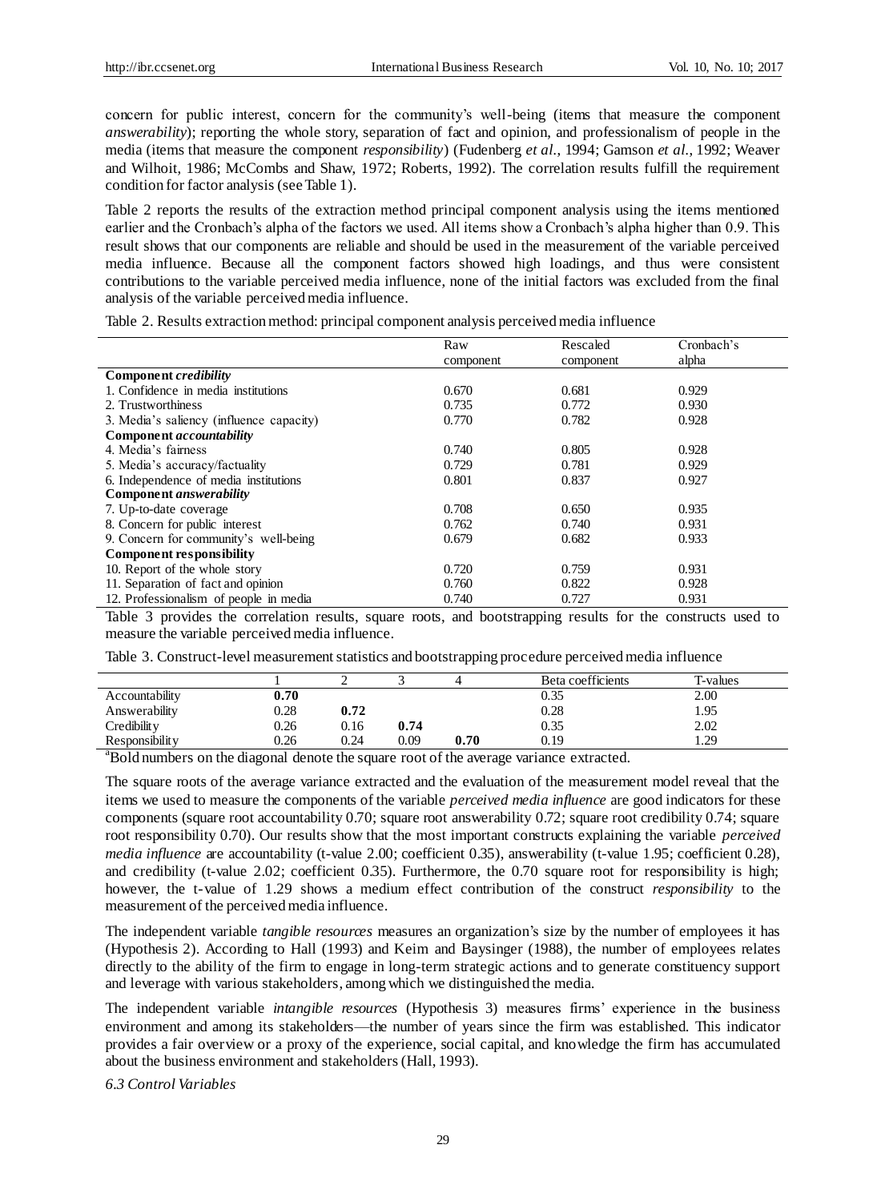concern for public interest, concern for the community's well-being (items that measure the component *answerability*); reporting the whole story, separation of fact and opinion, and professionalism of people in the media (items that measure the component *responsibility*) (Fudenberg *et al.*, 1994; Gamson *et al.*, 1992; Weaver and Wilhoit, 1986; McCombs and Shaw, 1972; Roberts, 1992). The correlation results fulfill the requirement condition for factor analysis (see Table 1).

Table 2 reports the results of the extraction method principal component analysis using the items mentioned earlier and the Cronbach's alpha of the factors we used. All items show a Cronbach's alpha higher than 0.9. This result shows that our components are reliable and should be used in the measurement of the variable perceived media influence. Because all the component factors showed high loadings, and thus were consistent contributions to the variable perceived media influence, none of the initial factors was excluded from the final analysis of the variable perceived media influence.

Table 2. Results extraction method: principal component analysis perceived media influence

| | Raw component | Rescaled component | Cronbach's alpha |
|---|---|---|---|
| **Component *credibility*** | | | |
| 1. Confidence in media institutions | 0.670 | 0.681 | 0.929 |
| 2. Trustworthiness | 0.735 | 0.772 | 0.930 |
| 3. Media's saliency (influence capacity) | 0.770 | 0.782 | 0.928 |
| **Component *accountability*** | | | |
| 4. Media's fairness | 0.740 | 0.805 | 0.928 |
| 5. Media's accuracy/factuality | 0.729 | 0.781 | 0.929 |
| 6. Independence of media institutions | 0.801 | 0.837 | 0.927 |
| **Component *answerability*** | | | |
| 7. Up-to-date coverage | 0.708 | 0.650 | 0.935 |
| 8. Concern for public interest | 0.762 | 0.740 | 0.931 |
| 9. Concern for community's well-being | 0.679 | 0.682 | 0.933 |
| **Component responsibility** | | | |
| 10. Report of the whole story | 0.720 | 0.759 | 0.931 |
| 11. Separation of fact and opinion | 0.760 | 0.822 | 0.928 |
| 12. Professionalism of people in media | 0.740 | 0.727 | 0.931 |

Table 3 provides the correlation results, square roots, and bootstrapping results for the constructs used to measure the variable perceived media influence.

Table 3. Construct-level measurement statistics and bootstrapping procedure perceived media influence

| | 1 | 2 | 3 | 4 | Beta coefficients | T-values |
|---|---|---|---|---|---|---|
| Accountability | **0.70** | | | | 0.35 | 2.00 |
| Answerability | 0.28 | **0.72** | | | 0.28 | 1.95 |
| Credibility | 0.26 | 0.16 | **0.74** | | 0.35 | 2.02 |
| Responsibility | 0.26 | 0.24 | 0.09 | **0.70** | 0.19 | 1.29 |

[a]Bold numbers on the diagonal denote the square root of the average variance extracted.

The square roots of the average variance extracted and the evaluation of the measurement model reveal that the items we used to measure the components of the variable *perceived media influence* are good indicators for these components (square root accountability 0.70; square root answerability 0.72; square root credibility 0.74; square root responsibility 0.70). Our results show that the most important constructs explaining the variable *perceived media influence* are accountability (t-value 2.00; coefficient 0.35), answerability (t-value 1.95; coefficient 0.28), and credibility (t-value 2.02; coefficient 0.35). Furthermore, the 0.70 square root for responsibility is high; however, the t-value of 1.29 shows a medium effect contribution of the construct *responsibility* to the measurement of the perceived media influence.

The independent variable *tangible resources* measures an organization's size by the number of employees it has (Hypothesis 2). According to Hall (1993) and Keim and Baysinger (1988), the number of employees relates directly to the ability of the firm to engage in long-term strategic actions and to generate constituency support and leverage with various stakeholders, among which we distinguished the media.

The independent variable *intangible resources* (Hypothesis 3) measures firms' experience in the business environment and among its stakeholders—the number of years since the firm was established. This indicator provides a fair overview or a proxy of the experience, social capital, and knowledge the firm has accumulated about the business environment and stakeholders (Hall, 1993).

*6.3 Control Variables*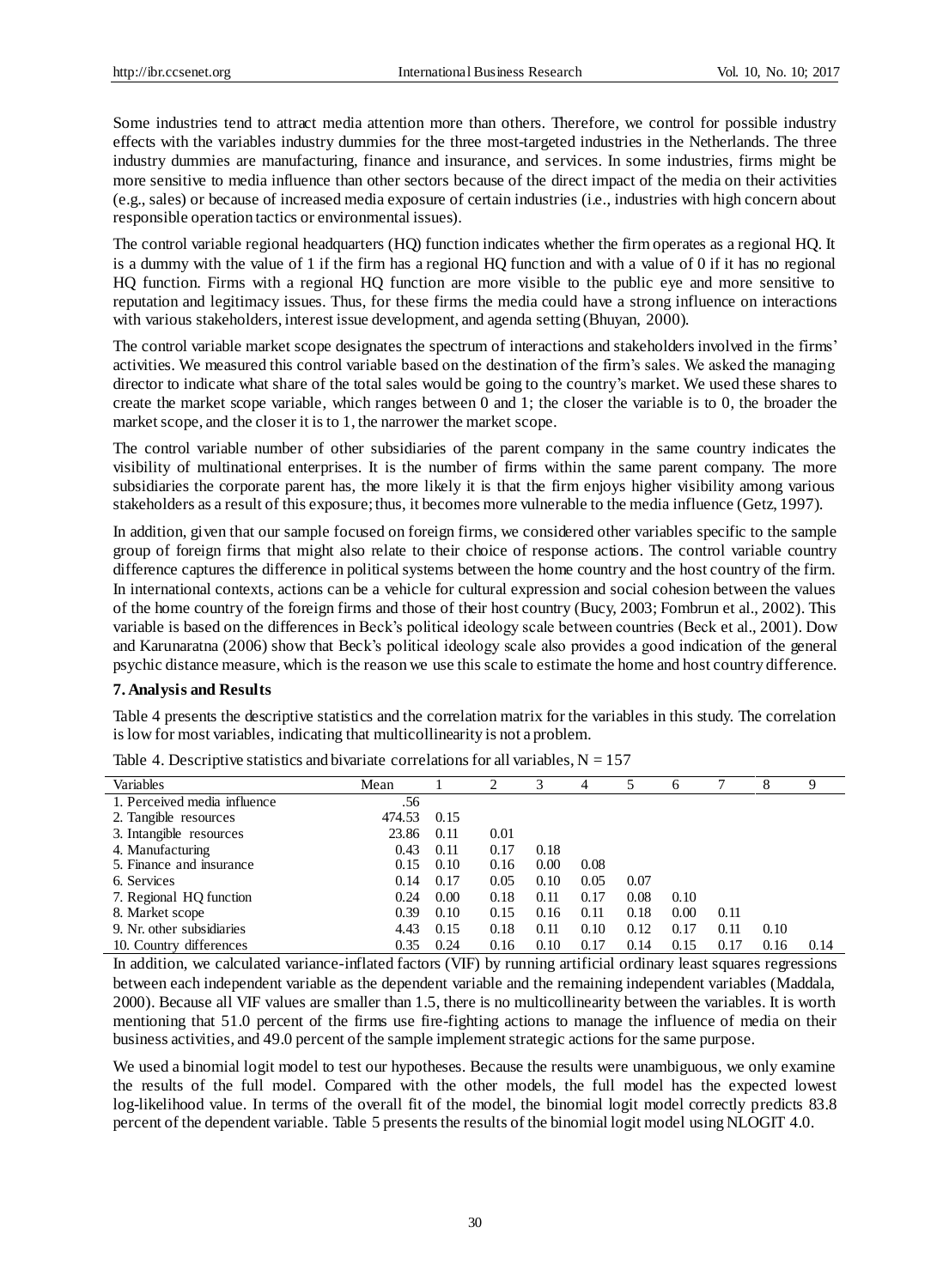Some industries tend to attract media attention more than others. Therefore, we control for possible industry effects with the variables industry dummies for the three most-targeted industries in the Netherlands. The three industry dummies are manufacturing, finance and insurance, and services. In some industries, firms might be more sensitive to media influence than other sectors because of the direct impact of the media on their activities (e.g., sales) or because of increased media exposure of certain industries (i.e., industries with high concern about responsible operation tactics or environmental issues).

The control variable regional headquarters (HQ) function indicates whether the firm operates as a regional HQ. It is a dummy with the value of 1 if the firm has a regional HQ function and with a value of 0 if it has no regional HQ function. Firms with a regional HQ function are more visible to the public eye and more sensitive to reputation and legitimacy issues. Thus, for these firms the media could have a strong influence on interactions with various stakeholders, interest issue development, and agenda setting (Bhuyan, 2000).

The control variable market scope designates the spectrum of interactions and stakeholders involved in the firms' activities. We measured this control variable based on the destination of the firm's sales. We asked the managing director to indicate what share of the total sales would be going to the country's market. We used these shares to create the market scope variable, which ranges between 0 and 1; the closer the variable is to 0, the broader the market scope, and the closer it is to 1, the narrower the market scope.

The control variable number of other subsidiaries of the parent company in the same country indicates the visibility of multinational enterprises. It is the number of firms within the same parent company. The more subsidiaries the corporate parent has, the more likely it is that the firm enjoys higher visibility among various stakeholders as a result of this exposure; thus, it becomes more vulnerable to the media influence (Getz, 1997).

In addition, given that our sample focused on foreign firms, we considered other variables specific to the sample group of foreign firms that might also relate to their choice of response actions. The control variable country difference captures the difference in political systems between the home country and the host country of the firm. In international contexts, actions can be a vehicle for cultural expression and social cohesion between the values of the home country of the foreign firms and those of their host country (Bucy, 2003; Fombrun et al., 2002). This variable is based on the differences in Beck's political ideology scale between countries (Beck et al., 2001). Dow and Karunaratna (2006) show that Beck's political ideology scale also provides a good indication of the general psychic distance measure, which is the reason we use this scale to estimate the home and host country difference.

## 7. Analysis and Results

Table 4 presents the descriptive statistics and the correlation matrix for the variables in this study. The correlation is low for most variables, indicating that multicollinearity is not a problem.

Table 4. Descriptive statistics and bivariate correlations for all variables, N = 157

| Variables | Mean | 1 | 2 | 3 | 4 | 5 | 6 | 7 | 8 | 9 |
|---|---|---|---|---|---|---|---|---|---|---|
| 1. Perceived media influence | .56 | | | | | | | | | |
| 2. Tangible resources | 474.53 | 0.15 | | | | | | | | |
| 3. Intangible resources | 23.86 | 0.11 | 0.01 | | | | | | | |
| 4. Manufacturing | 0.43 | 0.11 | 0.17 | 0.18 | | | | | | |
| 5. Finance and insurance | 0.15 | 0.10 | 0.16 | 0.00 | 0.08 | | | | | |
| 6. Services | 0.14 | 0.17 | 0.05 | 0.10 | 0.05 | 0.07 | | | | |
| 7. Regional HQ function | 0.24 | 0.00 | 0.18 | 0.11 | 0.17 | 0.08 | 0.10 | | | |
| 8. Market scope | 0.39 | 0.10 | 0.15 | 0.16 | 0.11 | 0.18 | 0.00 | 0.11 | | |
| 9. Nr. other subsidiaries | 4.43 | 0.15 | 0.18 | 0.11 | 0.10 | 0.12 | 0.17 | 0.11 | 0.10 | |
| 10. Country differences | 0.35 | 0.24 | 0.16 | 0.10 | 0.17 | 0.14 | 0.15 | 0.17 | 0.16 | 0.14 |

In addition, we calculated variance-inflated factors (VIF) by running artificial ordinary least squares regressions between each independent variable as the dependent variable and the remaining independent variables (Maddala, 2000). Because all VIF values are smaller than 1.5, there is no multicollinearity between the variables. It is worth mentioning that 51.0 percent of the firms use fire-fighting actions to manage the influence of media on their business activities, and 49.0 percent of the sample implement strategic actions for the same purpose.

We used a binomial logit model to test our hypotheses. Because the results were unambiguous, we only examine the results of the full model. Compared with the other models, the full model has the expected lowest log-likelihood value. In terms of the overall fit of the model, the binomial logit model correctly predicts 83.8 percent of the dependent variable. Table 5 presents the results of the binomial logit model using NLOGIT 4.0.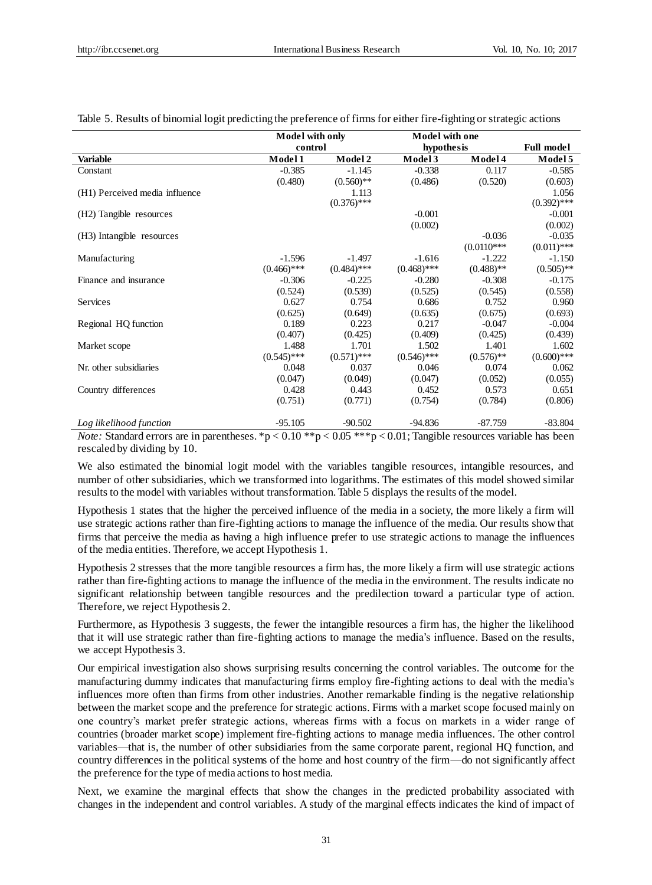Table 5. Results of binomial logit predicting the preference of firms for either fire-fighting or strategic actions

| | Model with only control | | Model with one hypothesis | | Full model |
|---|---|---|---|---|---|
| **Variable** | **Model 1** | **Model 2** | **Model 3** | **Model 4** | **Model 5** |
| Constant | -0.385 | -1.145 | -0.338 | 0.117 | -0.585 |
| | (0.480) | (0.560)** | (0.486) | (0.520) | (0.603) |
| (H1) Perceived media influence | | 1.113 | | | 1.056 |
| | | (0.376)*** | | | (0.392)*** |
| (H2) Tangible resources | | | -0.001 | | -0.001 |
| | | | (0.002) | | (0.002) |
| (H3) Intangible resources | | | | -0.036 | -0.035 |
| | | | | (0.0110*** | (0.011)*** |
| Manufacturing | -1.596 | -1.497 | -1.616 | -1.222 | -1.150 |
| | (0.466)*** | (0.484)*** | (0.468)*** | (0.488)** | (0.505)** |
| Finance and insurance | -0.306 | -0.225 | -0.280 | -0.308 | -0.175 |
| | (0.524) | (0.539) | (0.525) | (0.545) | (0.558) |
| Services | 0.627 | 0.754 | 0.686 | 0.752 | 0.960 |
| | (0.625) | (0.649) | (0.635) | (0.675) | (0.693) |
| Regional HQ function | 0.189 | 0.223 | 0.217 | -0.047 | -0.004 |
| | (0.407) | (0.425) | (0.409) | (0.425) | (0.439) |
| Market scope | 1.488 | 1.701 | 1.502 | 1.401 | 1.602 |
| | (0.545)*** | (0.571)*** | (0.546)*** | (0.576)** | (0.600)*** |
| Nr. other subsidiaries | 0.048 | 0.037 | 0.046 | 0.074 | 0.062 |
| | (0.047) | (0.049) | (0.047) | (0.052) | (0.055) |
| Country differences | 0.428 | 0.443 | 0.452 | 0.573 | 0.651 |
| | (0.751) | (0.771) | (0.754) | (0.784) | (0.806) |
| *Log likelihood function* | -95.105 | -90.502 | -94.836 | -87.759 | -83.804 |

*Note:* Standard errors are in parentheses. *p < 0.10 **p < 0.05 ***p < 0.01; Tangible resources variable has been rescaled by dividing by 10.

We also estimated the binomial logit model with the variables tangible resources, intangible resources, and number of other subsidiaries, which we transformed into logarithms. The estimates of this model showed similar results to the model with variables without transformation. Table 5 displays the results of the model.

Hypothesis 1 states that the higher the perceived influence of the media in a society, the more likely a firm will use strategic actions rather than fire-fighting actions to manage the influence of the media. Our results show that firms that perceive the media as having a high influence prefer to use strategic actions to manage the influences of the media entities. Therefore, we accept Hypothesis 1.

Hypothesis 2 stresses that the more tangible resources a firm has, the more likely a firm will use strategic actions rather than fire-fighting actions to manage the influence of the media in the environment. The results indicate no significant relationship between tangible resources and the predilection toward a particular type of action. Therefore, we reject Hypothesis 2.

Furthermore, as Hypothesis 3 suggests, the fewer the intangible resources a firm has, the higher the likelihood that it will use strategic rather than fire-fighting actions to manage the media's influence. Based on the results, we accept Hypothesis 3.

Our empirical investigation also shows surprising results concerning the control variables. The outcome for the manufacturing dummy indicates that manufacturing firms employ fire-fighting actions to deal with the media's influences more often than firms from other industries. Another remarkable finding is the negative relationship between the market scope and the preference for strategic actions. Firms with a market scope focused mainly on one country's market prefer strategic actions, whereas firms with a focus on markets in a wider range of countries (broader market scope) implement fire-fighting actions to manage media influences. The other control variables—that is, the number of other subsidiaries from the same corporate parent, regional HQ function, and country differences in the political systems of the home and host country of the firm—do not significantly affect the preference for the type of media actions to host media.

Next, we examine the marginal effects that show the changes in the predicted probability associated with changes in the independent and control variables. A study of the marginal effects indicates the kind of impact of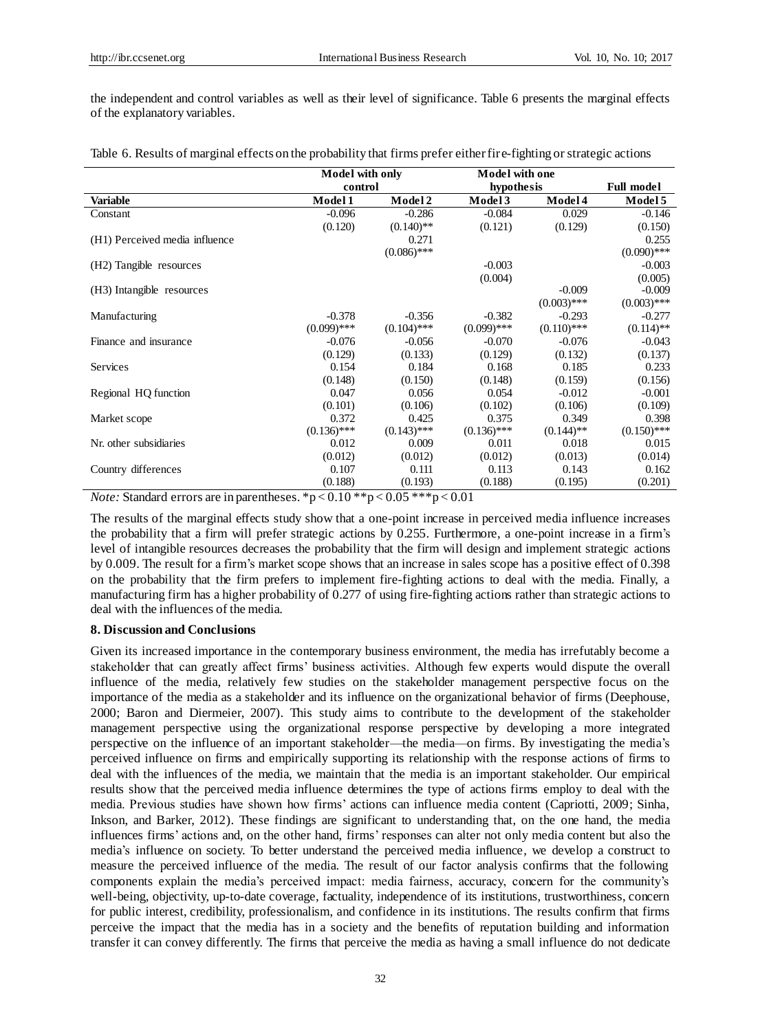the independent and control variables as well as their level of significance. Table 6 presents the marginal effects of the explanatory variables.

Table 6. Results of marginal effects on the probability that firms prefer either fire-fighting or strategic actions

| | Model with only control | | Model with one hypothesis | | Full model |
|---|---|---|---|---|---|
| **Variable** | **Model 1** | **Model 2** | **Model 3** | **Model 4** | **Model 5** |
| Constant | -0.096 | -0.286 | -0.084 | 0.029 | -0.146 |
| | (0.120) | (0.140)** | (0.121) | (0.129) | (0.150) |
| (H1) Perceived media influence | | 0.271 | | | 0.255 |
| | | (0.086)*** | | | (0.090)*** |
| (H2) Tangible resources | | | -0.003 | | -0.003 |
| | | | (0.004) | | (0.005) |
| (H3) Intangible resources | | | | -0.009 | -0.009 |
| | | | | (0.003)*** | (0.003)*** |
| Manufacturing | -0.378 | -0.356 | -0.382 | -0.293 | -0.277 |
| | (0.099)*** | (0.104)*** | (0.099)*** | (0.110)*** | (0.114)** |
| Finance and insurance | -0.076 | -0.056 | -0.070 | -0.076 | -0.043 |
| | (0.129) | (0.133) | (0.129) | (0.132) | (0.137) |
| Services | 0.154 | 0.184 | 0.168 | 0.185 | 0.233 |
| | (0.148) | (0.150) | (0.148) | (0.159) | (0.156) |
| Regional HQ function | 0.047 | 0.056 | 0.054 | -0.012 | -0.001 |
| | (0.101) | (0.106) | (0.102) | (0.106) | (0.109) |
| Market scope | 0.372 | 0.425 | 0.375 | 0.349 | 0.398 |
| | (0.136)*** | (0.143)*** | (0.136)*** | (0.144)** | (0.150)*** |
| Nr. other subsidiaries | 0.012 | 0.009 | 0.011 | 0.018 | 0.015 |
| | (0.012) | (0.012) | (0.012) | (0.013) | (0.014) |
| Country differences | 0.107 | 0.111 | 0.113 | 0.143 | 0.162 |
| | (0.188) | (0.193) | (0.188) | (0.195) | (0.201) |

*Note:* Standard errors are in parentheses. *p < 0.10 **p < 0.05 ***p < 0.01

The results of the marginal effects study show that a one-point increase in perceived media influence increases the probability that a firm will prefer strategic actions by 0.255. Furthermore, a one-point increase in a firm's level of intangible resources decreases the probability that the firm will design and implement strategic actions by 0.009. The result for a firm's market scope shows that an increase in sales scope has a positive effect of 0.398 on the probability that the firm prefers to implement fire-fighting actions to deal with the media. Finally, a manufacturing firm has a higher probability of 0.277 of using fire-fighting actions rather than strategic actions to deal with the influences of the media.

## 8. Discussion and Conclusions

Given its increased importance in the contemporary business environment, the media has irrefutably become a stakeholder that can greatly affect firms' business activities. Although few experts would dispute the overall influence of the media, relatively few studies on the stakeholder management perspective focus on the importance of the media as a stakeholder and its influence on the organizational behavior of firms (Deephouse, 2000; Baron and Diermeier, 2007). This study aims to contribute to the development of the stakeholder management perspective using the organizational response perspective by developing a more integrated perspective on the influence of an important stakeholder—the media—on firms. By investigating the media's perceived influence on firms and empirically supporting its relationship with the response actions of firms to deal with the influences of the media, we maintain that the media is an important stakeholder. Our empirical results show that the perceived media influence determines the type of actions firms employ to deal with the media. Previous studies have shown how firms' actions can influence media content (Capriotti, 2009; Sinha, Inkson, and Barker, 2012). These findings are significant to understanding that, on the one hand, the media influences firms' actions and, on the other hand, firms' responses can alter not only media content but also the media's influence on society. To better understand the perceived media influence, we develop a construct to measure the perceived influence of the media. The result of our factor analysis confirms that the following components explain the media's perceived impact: media fairness, accuracy, concern for the community's well-being, objectivity, up-to-date coverage, factuality, independence of its institutions, trustworthiness, concern for public interest, credibility, professionalism, and confidence in its institutions. The results confirm that firms perceive the impact that the media has in a society and the benefits of reputation building and information transfer it can convey differently. The firms that perceive the media as having a small influence do not dedicate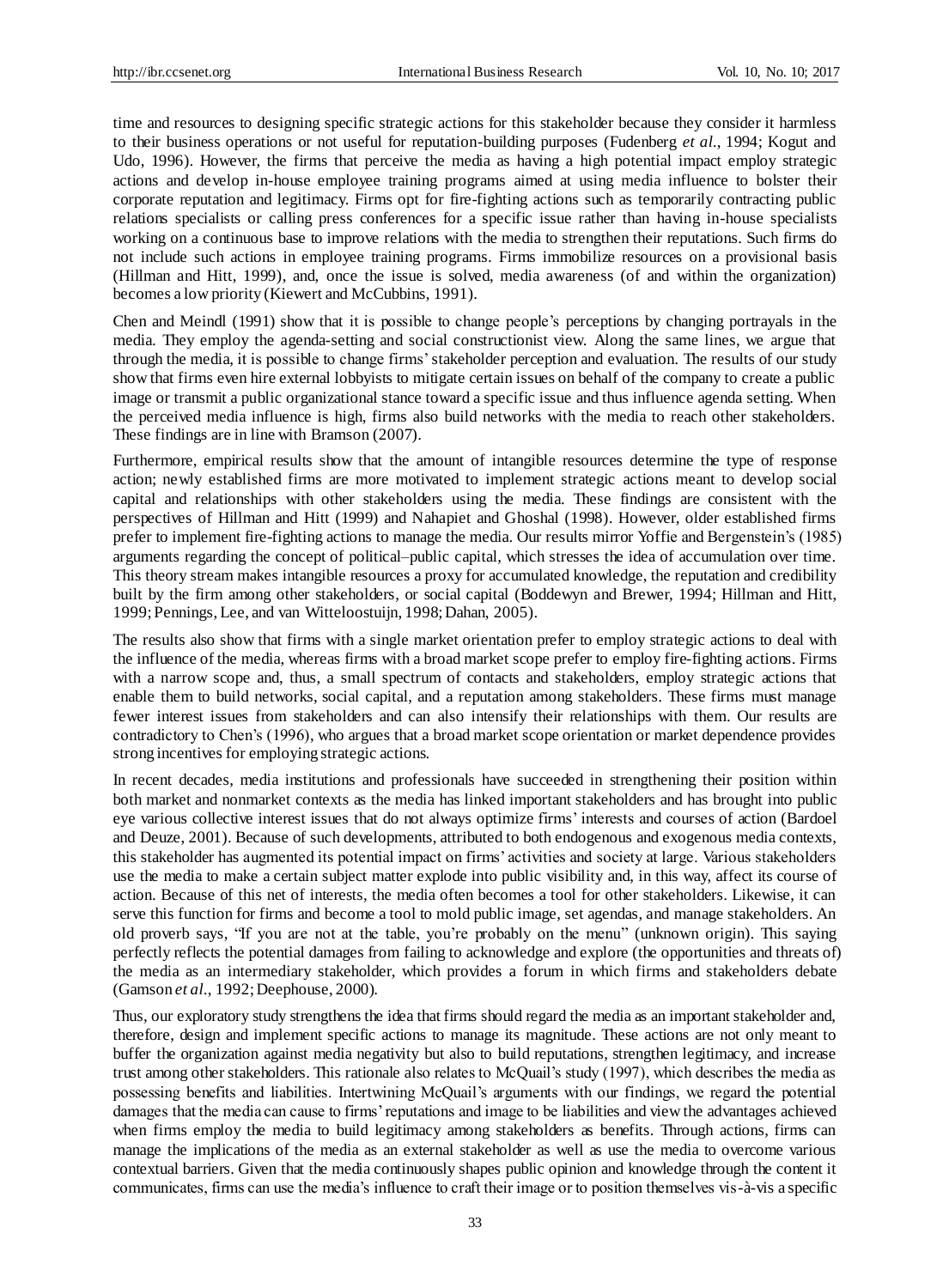time and resources to designing specific strategic actions for this stakeholder because they consider it harmless to their business operations or not useful for reputation-building purposes (Fudenberg *et al.*, 1994; Kogut and Udo, 1996). However, the firms that perceive the media as having a high potential impact employ strategic actions and develop in-house employee training programs aimed at using media influence to bolster their corporate reputation and legitimacy. Firms opt for fire-fighting actions such as temporarily contracting public relations specialists or calling press conferences for a specific issue rather than having in-house specialists working on a continuous base to improve relations with the media to strengthen their reputations. Such firms do not include such actions in employee training programs. Firms immobilize resources on a provisional basis (Hillman and Hitt, 1999), and, once the issue is solved, media awareness (of and within the organization) becomes a low priority (Kiewert and McCubbins, 1991).

Chen and Meindl (1991) show that it is possible to change people's perceptions by changing portrayals in the media. They employ the agenda-setting and social constructionist view. Along the same lines, we argue that through the media, it is possible to change firms' stakeholder perception and evaluation. The results of our study show that firms even hire external lobbyists to mitigate certain issues on behalf of the company to create a public image or transmit a public organizational stance toward a specific issue and thus influence agenda setting. When the perceived media influence is high, firms also build networks with the media to reach other stakeholders. These findings are in line with Bramson (2007).

Furthermore, empirical results show that the amount of intangible resources determine the type of response action; newly established firms are more motivated to implement strategic actions meant to develop social capital and relationships with other stakeholders using the media. These findings are consistent with the perspectives of Hillman and Hitt (1999) and Nahapiet and Ghoshal (1998). However, older established firms prefer to implement fire-fighting actions to manage the media. Our results mirror Yoffie and Bergenstein's (1985) arguments regarding the concept of political–public capital, which stresses the idea of accumulation over time. This theory stream makes intangible resources a proxy for accumulated knowledge, the reputation and credibility built by the firm among other stakeholders, or social capital (Boddewyn and Brewer, 1994; Hillman and Hitt, 1999; Pennings, Lee, and van Witteloostuijn, 1998; Dahan, 2005).

The results also show that firms with a single market orientation prefer to employ strategic actions to deal with the influence of the media, whereas firms with a broad market scope prefer to employ fire-fighting actions. Firms with a narrow scope and, thus, a small spectrum of contacts and stakeholders, employ strategic actions that enable them to build networks, social capital, and a reputation among stakeholders. These firms must manage fewer interest issues from stakeholders and can also intensify their relationships with them. Our results are contradictory to Chen's (1996), who argues that a broad market scope orientation or market dependence provides strong incentives for employing strategic actions.

In recent decades, media institutions and professionals have succeeded in strengthening their position within both market and nonmarket contexts as the media has linked important stakeholders and has brought into public eye various collective interest issues that do not always optimize firms' interests and courses of action (Bardoel and Deuze, 2001). Because of such developments, attributed to both endogenous and exogenous media contexts, this stakeholder has augmented its potential impact on firms' activities and society at large. Various stakeholders use the media to make a certain subject matter explode into public visibility and, in this way, affect its course of action. Because of this net of interests, the media often becomes a tool for other stakeholders. Likewise, it can serve this function for firms and become a tool to mold public image, set agendas, and manage stakeholders. An old proverb says, "If you are not at the table, you're probably on the menu" (unknown origin). This saying perfectly reflects the potential damages from failing to acknowledge and explore (the opportunities and threats of) the media as an intermediary stakeholder, which provides a forum in which firms and stakeholders debate (Gamson *et al.*, 1992; Deephouse, 2000).

Thus, our exploratory study strengthens the idea that firms should regard the media as an important stakeholder and, therefore, design and implement specific actions to manage its magnitude. These actions are not only meant to buffer the organization against media negativity but also to build reputations, strengthen legitimacy, and increase trust among other stakeholders. This rationale also relates to McQuail's study (1997), which describes the media as possessing benefits and liabilities. Intertwining McQuail's arguments with our findings, we regard the potential damages that the media can cause to firms' reputations and image to be liabilities and view the advantages achieved when firms employ the media to build legitimacy among stakeholders as benefits. Through actions, firms can manage the implications of the media as an external stakeholder as well as use the media to overcome various contextual barriers. Given that the media continuously shapes public opinion and knowledge through the content it communicates, firms can use the media's influence to craft their image or to position themselves vis-à-vis a specific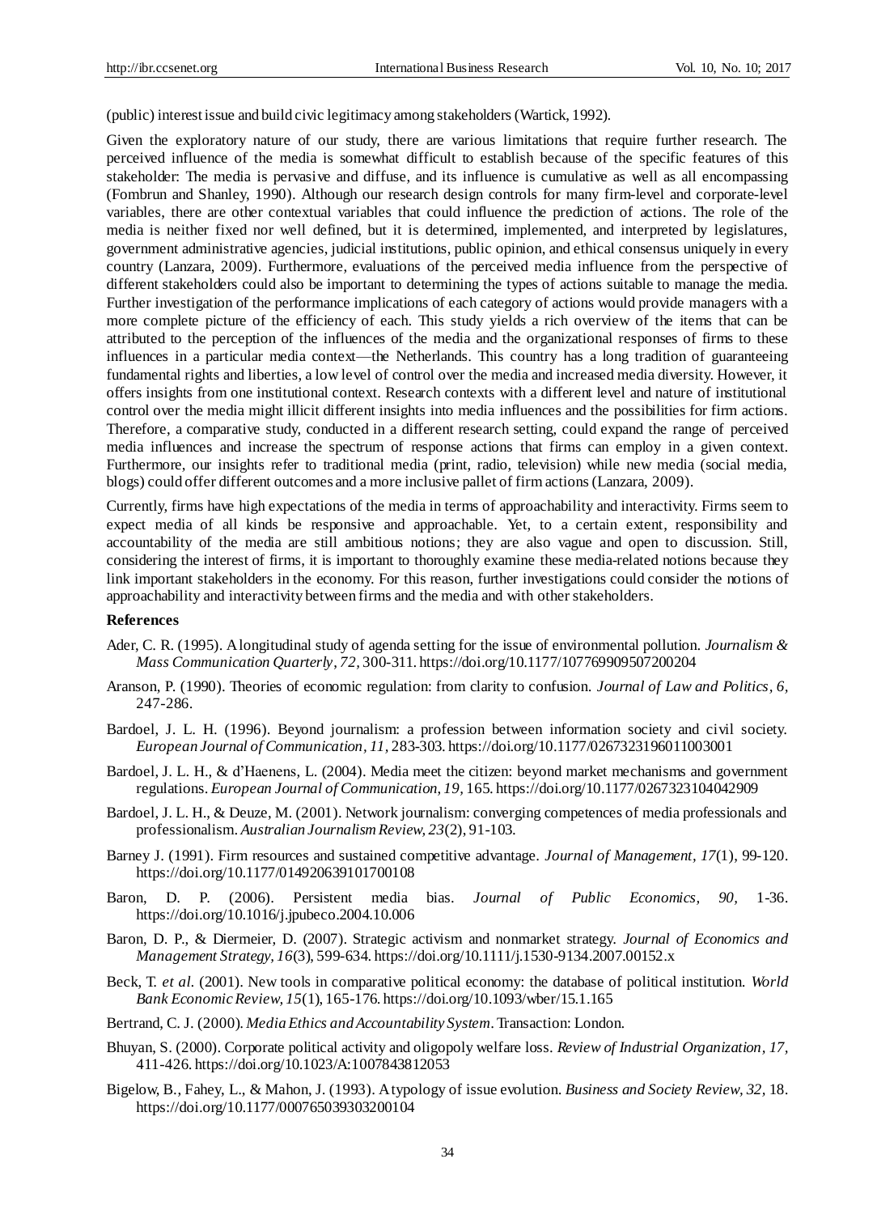(public) interest issue and build civic legitimacy among stakeholders (Wartick, 1992).

Given the exploratory nature of our study, there are various limitations that require further research. The perceived influence of the media is somewhat difficult to establish because of the specific features of this stakeholder: The media is pervasive and diffuse, and its influence is cumulative as well as all encompassing (Fombrun and Shanley, 1990). Although our research design controls for many firm-level and corporate-level variables, there are other contextual variables that could influence the prediction of actions. The role of the media is neither fixed nor well defined, but it is determined, implemented, and interpreted by legislatures, government administrative agencies, judicial institutions, public opinion, and ethical consensus uniquely in every country (Lanzara, 2009). Furthermore, evaluations of the perceived media influence from the perspective of different stakeholders could also be important to determining the types of actions suitable to manage the media. Further investigation of the performance implications of each category of actions would provide managers with a more complete picture of the efficiency of each. This study yields a rich overview of the items that can be attributed to the perception of the influences of the media and the organizational responses of firms to these influences in a particular media context—the Netherlands. This country has a long tradition of guaranteeing fundamental rights and liberties, a low level of control over the media and increased media diversity. However, it offers insights from one institutional context. Research contexts with a different level and nature of institutional control over the media might illicit different insights into media influences and the possibilities for firm actions. Therefore, a comparative study, conducted in a different research setting, could expand the range of perceived media influences and increase the spectrum of response actions that firms can employ in a given context. Furthermore, our insights refer to traditional media (print, radio, television) while new media (social media, blogs) could offer different outcomes and a more inclusive pallet of firm actions (Lanzara, 2009).

Currently, firms have high expectations of the media in terms of approachability and interactivity. Firms seem to expect media of all kinds be responsive and approachable. Yet, to a certain extent, responsibility and accountability of the media are still ambitious notions; they are also vague and open to discussion. Still, considering the interest of firms, it is important to thoroughly examine these media-related notions because they link important stakeholders in the economy. For this reason, further investigations could consider the notions of approachability and interactivity between firms and the media and with other stakeholders.

**References**

Ader, C. R. (1995). A longitudinal study of agenda setting for the issue of environmental pollution. *Journalism & Mass Communication Quarterly, 72*, 300-311. https://doi.org/10.1177/107769909507200204

Aranson, P. (1990). Theories of economic regulation: from clarity to confusion. *Journal of Law and Politics, 6*, 247-286.

Bardoel, J. L. H. (1996). Beyond journalism: a profession between information society and civil society. *European Journal of Communication, 11*, 283-303. https://doi.org/10.1177/0267323196011003001

Bardoel, J. L. H., & d'Haenens, L. (2004). Media meet the citizen: beyond market mechanisms and government regulations. *European Journal of Communication, 19*, 165. https://doi.org/10.1177/0267323104042909

Bardoel, J. L. H., & Deuze, M. (2001). Network journalism: converging competences of media professionals and professionalism. *Australian Journalism Review, 23*(2), 91-103.

Barney J. (1991). Firm resources and sustained competitive advantage. *Journal of Management, 17*(1), 99-120. https://doi.org/10.1177/014920639101700108

Baron, D. P. (2006). Persistent media bias. *Journal of Public Economics, 90*, 1-36. https://doi.org/10.1016/j.jpubeco.2004.10.006

Baron, D. P., & Diermeier, D. (2007). Strategic activism and nonmarket strategy. *Journal of Economics and Management Strategy, 16*(3), 599-634. https://doi.org/10.1111/j.1530-9134.2007.00152.x

Beck, T. *et al.* (2001). New tools in comparative political economy: the database of political institution. *World Bank Economic Review, 15*(1), 165-176. https://doi.org/10.1093/wber/15.1.165

Bertrand, C. J. (2000). *Media Ethics and Accountability System*. Transaction: London.

Bhuyan, S. (2000). Corporate political activity and oligopoly welfare loss. *Review of Industrial Organization, 17*, 411-426. https://doi.org/10.1023/A:1007843812053

Bigelow, B., Fahey, L., & Mahon, J. (1993). A typology of issue evolution. *Business and Society Review, 32*, 18. https://doi.org/10.1177/000765039303200104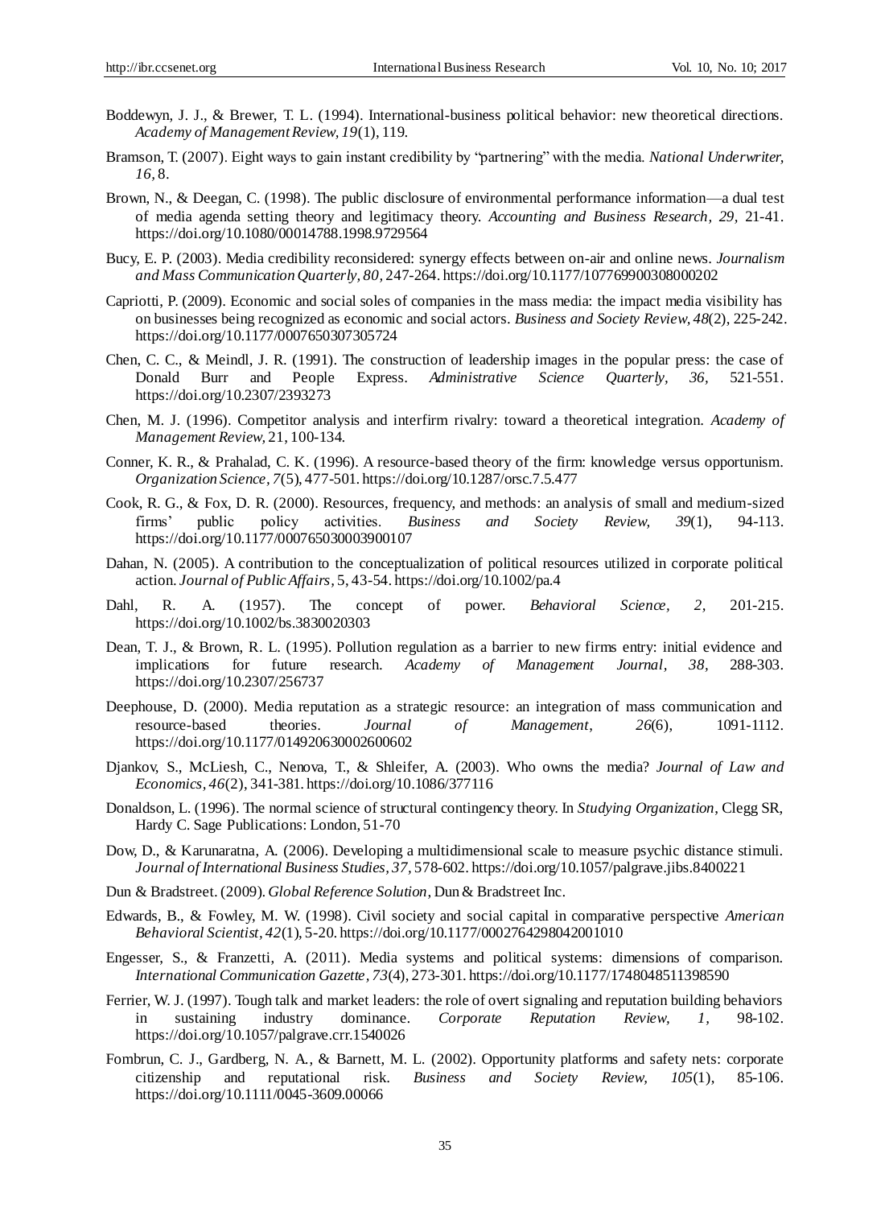Boddewyn, J. J., & Brewer, T. L. (1994). International-business political behavior: new theoretical directions. *Academy of Management Review, 19*(1), 119.

Bramson, T. (2007). Eight ways to gain instant credibility by "partnering" with the media. *National Underwriter, 16*, 8.

Brown, N., & Deegan, C. (1998). The public disclosure of environmental performance information—a dual test of media agenda setting theory and legitimacy theory. *Accounting and Business Research, 29*, 21-41. https://doi.org/10.1080/00014788.1998.9729564

Bucy, E. P. (2003). Media credibility reconsidered: synergy effects between on-air and online news. *Journalism and Mass Communication Quarterly, 80*, 247-264. https://doi.org/10.1177/107769900308000202

Capriotti, P. (2009). Economic and social soles of companies in the mass media: the impact media visibility has on businesses being recognized as economic and social actors. *Business and Society Review, 48*(2), 225-242. https://doi.org/10.1177/0007650307305724

Chen, C. C., & Meindl, J. R. (1991). The construction of leadership images in the popular press: the case of Donald Burr and People Express. *Administrative Science Quarterly, 36*, 521-551. https://doi.org/10.2307/2393273

Chen, M. J. (1996). Competitor analysis and interfirm rivalry: toward a theoretical integration. *Academy of Management Review,* 21, 100-134.

Conner, K. R., & Prahalad, C. K. (1996). A resource-based theory of the firm: knowledge versus opportunism. *Organization Science, 7*(5), 477-501. https://doi.org/10.1287/orsc.7.5.477

Cook, R. G., & Fox, D. R. (2000). Resources, frequency, and methods: an analysis of small and medium-sized firms' public policy activities. *Business and Society Review, 39*(1), 94-113. https://doi.org/10.1177/000765030003900107

Dahan, N. (2005). A contribution to the conceptualization of political resources utilized in corporate political action. *Journal of Public Affairs*, 5, 43-54. https://doi.org/10.1002/pa.4

Dahl, R. A. (1957). The concept of power. *Behavioral Science, 2*, 201-215. https://doi.org/10.1002/bs.3830020303

Dean, T. J., & Brown, R. L. (1995). Pollution regulation as a barrier to new firms entry: initial evidence and implications for future research. *Academy of Management Journal, 38*, 288-303. https://doi.org/10.2307/256737

Deephouse, D. (2000). Media reputation as a strategic resource: an integration of mass communication and resource-based theories. *Journal of Management, 26*(6), 1091-1112. https://doi.org/10.1177/014920630002600602

Djankov, S., McLiesh, C., Nenova, T., & Shleifer, A. (2003). Who owns the media? *Journal of Law and Economics, 46*(2), 341-381. https://doi.org/10.1086/377116

Donaldson, L. (1996). The normal science of structural contingency theory. In *Studying Organization*, Clegg SR, Hardy C. Sage Publications: London, 51-70

Dow, D., & Karunaratna, A. (2006). Developing a multidimensional scale to measure psychic distance stimuli. *Journal of International Business Studies, 37*, 578-602. https://doi.org/10.1057/palgrave.jibs.8400221

Dun & Bradstreet. (2009). *Global Reference Solution*, Dun & Bradstreet Inc.

Edwards, B., & Fowley, M. W. (1998). Civil society and social capital in comparative perspective *American Behavioral Scientist, 42*(1), 5-20. https://doi.org/10.1177/0002764298042001010

Engesser, S., & Franzetti, A. (2011). Media systems and political systems: dimensions of comparison. *International Communication Gazette, 73*(4), 273-301. https://doi.org/10.1177/1748048511398590

Ferrier, W. J. (1997). Tough talk and market leaders: the role of overt signaling and reputation building behaviors in sustaining industry dominance. *Corporate Reputation Review, 1*, 98-102. https://doi.org/10.1057/palgrave.crr.1540026

Fombrun, C. J., Gardberg, N. A., & Barnett, M. L. (2002). Opportunity platforms and safety nets: corporate citizenship and reputational risk. *Business and Society Review, 105*(1), 85-106. https://doi.org/10.1111/0045-3609.00066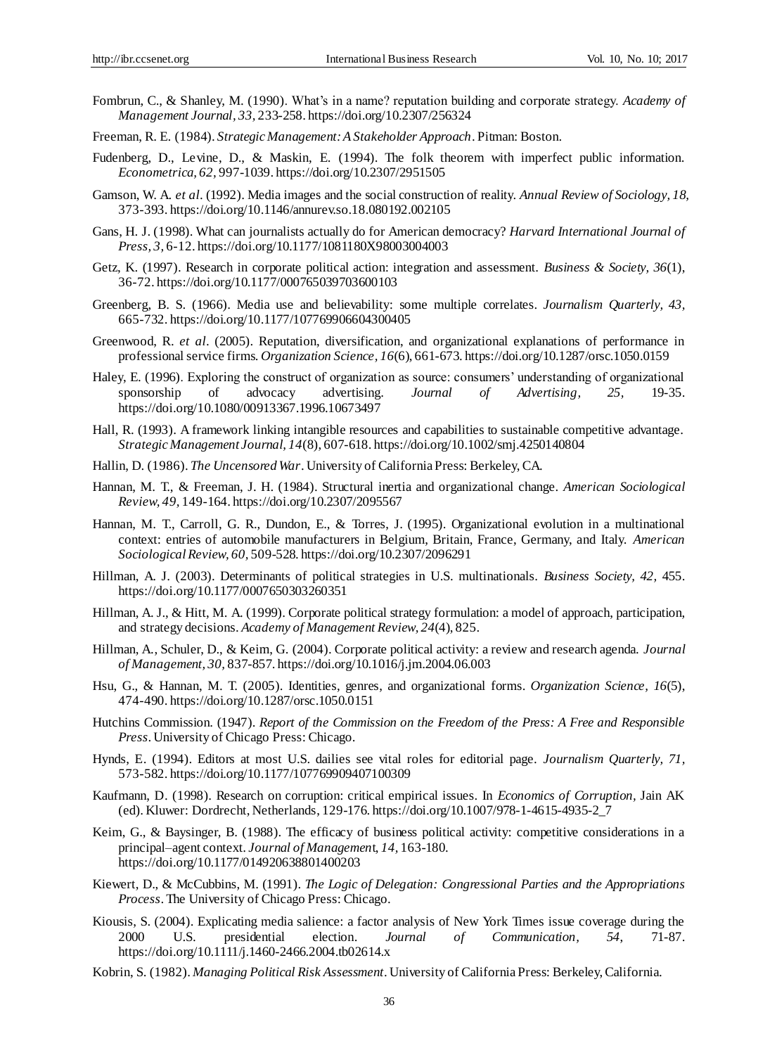Fombrun, C., & Shanley, M. (1990). What's in a name? reputation building and corporate strategy. *Academy of Management Journal, 33,* 233-258. https://doi.org/10.2307/256324

Freeman, R. E. (1984). *Strategic Management: A Stakeholder Approach*. Pitman: Boston.

Fudenberg, D., Levine, D., & Maskin, E. (1994). The folk theorem with imperfect public information. *Econometrica, 62,* 997-1039. https://doi.org/10.2307/2951505

Gamson, W. A. *et al*. (1992). Media images and the social construction of reality. *Annual Review of Sociology, 18,* 373-393. https://doi.org/10.1146/annurev.so.18.080192.002105

Gans, H. J. (1998). What can journalists actually do for American democracy? *Harvard International Journal of Press, 3,* 6-12. https://doi.org/10.1177/1081180X98003004003

Getz, K. (1997). Research in corporate political action: integration and assessment. *Business & Society, 36*(1), 36-72. https://doi.org/10.1177/000765039703600103

Greenberg, B. S. (1966). Media use and believability: some multiple correlates. *Journalism Quarterly, 43,* 665-732. https://doi.org/10.1177/107769906604300405

Greenwood, R. *et al*. (2005). Reputation, diversification, and organizational explanations of performance in professional service firms. *Organization Science, 16*(6), 661-673. https://doi.org/10.1287/orsc.1050.0159

Haley, E. (1996). Exploring the construct of organization as source: consumers' understanding of organizational sponsorship of advocacy advertising. *Journal of Advertising, 25,* 19-35. https://doi.org/10.1080/00913367.1996.10673497

Hall, R. (1993). A framework linking intangible resources and capabilities to sustainable competitive advantage. *Strategic Management Journal, 14*(8), 607-618. https://doi.org/10.1002/smj.4250140804

Hallin, D. (1986). *The Uncensored War*. University of California Press: Berkeley, CA.

Hannan, M. T., & Freeman, J. H. (1984). Structural inertia and organizational change. *American Sociological Review, 49,* 149-164. https://doi.org/10.2307/2095567

Hannan, M. T., Carroll, G. R., Dundon, E., & Torres, J. (1995). Organizational evolution in a multinational context: entries of automobile manufacturers in Belgium, Britain, France, Germany, and Italy. *American Sociological Review, 60,* 509-528. https://doi.org/10.2307/2096291

Hillman, A. J. (2003). Determinants of political strategies in U.S. multinationals. *Business Society, 42,* 455. https://doi.org/10.1177/0007650303260351

Hillman, A. J., & Hitt, M. A. (1999). Corporate political strategy formulation: a model of approach, participation, and strategy decisions. *Academy of Management Review, 24*(4), 825.

Hillman, A., Schuler, D., & Keim, G. (2004). Corporate political activity: a review and research agenda. *Journal of Management, 30,* 837-857. https://doi.org/10.1016/j.jm.2004.06.003

Hsu, G., & Hannan, M. T. (2005). Identities, genres, and organizational forms. *Organization Science, 16*(5), 474-490. https://doi.org/10.1287/orsc.1050.0151

Hutchins Commission. (1947). *Report of the Commission on the Freedom of the Press: A Free and Responsible Press*. University of Chicago Press: Chicago.

Hynds, E. (1994). Editors at most U.S. dailies see vital roles for editorial page. *Journalism Quarterly, 71,* 573-582. https://doi.org/10.1177/107769909407100309

Kaufmann, D. (1998). Research on corruption: critical empirical issues. In *Economics of Corruption,* Jain AK (ed). Kluwer: Dordrecht, Netherlands, 129-176. https://doi.org/10.1007/978-1-4615-4935-2_7

Keim, G., & Baysinger, B. (1988). The efficacy of business political activity: competitive considerations in a principal–agent context. *Journal of Management, 14,* 163-180. https://doi.org/10.1177/014920638801400203

Kiewert, D., & McCubbins, M. (1991). *The Logic of Delegation: Congressional Parties and the Appropriations Process*. The University of Chicago Press: Chicago.

Kiousis, S. (2004). Explicating media salience: a factor analysis of New York Times issue coverage during the 2000 U.S. presidential election. *Journal of Communication, 54,* 71-87. https://doi.org/10.1111/j.1460-2466.2004.tb02614.x

Kobrin, S. (1982). *Managing Political Risk Assessment*. University of California Press: Berkeley, California.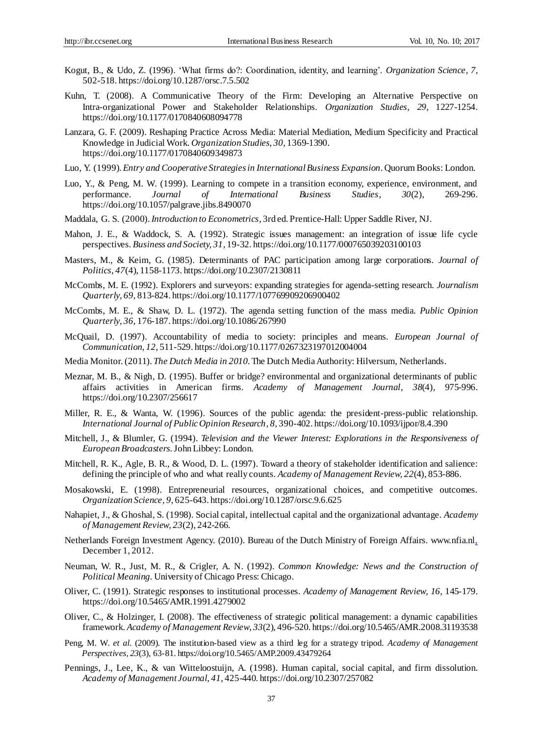Kogut, B., & Udo, Z. (1996). 'What firms do?: Coordination, identity, and learning'. *Organization Science*, *7*, 502-518. https://doi.org/10.1287/orsc.7.5.502

Kuhn, T. (2008). A Communicative Theory of the Firm: Developing an Alternative Perspective on Intra-organizational Power and Stakeholder Relationships. *Organization Studies, 29,* 1227-1254. https://doi.org/10.1177/0170840608094778

Lanzara, G. F. (2009). Reshaping Practice Across Media: Material Mediation, Medium Specificity and Practical Knowledge in Judicial Work. *Organization Studies, 30*, 1369-1390. https://doi.org/10.1177/0170840609349873

Luo, Y. (1999). *Entry and Cooperative Strategies in International Business Expansion*. Quorum Books: London.

Luo, Y., & Peng, M. W. (1999). Learning to compete in a transition economy, experience, environment, and performance. *Journal of International Business Studies*, *30*(2), 269-296. https://doi.org/10.1057/palgrave.jibs.8490070

Maddala, G. S. (2000). *Introduction to Econometrics*, 3rd ed. Prentice-Hall: Upper Saddle River, NJ.

Mahon, J. E., & Waddock, S. A. (1992). Strategic issues management: an integration of issue life cycle perspectives. *Business and Society, 31,* 19-32. https://doi.org/10.1177/000765039203100103

Masters, M., & Keim, G. (1985). Determinants of PAC participation among large corporations. *Journal of Politics, 47*(4), 1158-1173. https://doi.org/10.2307/2130811

McCombs, M. E. (1992). Explorers and surveyors: expanding strategies for agenda-setting research. *Journalism Quarterly, 69,* 813-824. https://doi.org/10.1177/107769909206900402

McCombs, M. E., & Shaw, D. L. (1972). The agenda setting function of the mass media. *Public Opinion Quarterly, 36*, 176-187. https://doi.org/10.1086/267990

McQuail, D. (1997). Accountability of media to society: principles and means. *European Journal of Communication, 12,* 511-529. https://doi.org/10.1177/0267323197012004004

Media Monitor. (2011). *The Dutch Media in 2010*. The Dutch Media Authority: Hilversum, Netherlands.

Meznar, M. B., & Nigh, D. (1995). Buffer or bridge? environmental and organizational determinants of public affairs activities in American firms. *Academy of Management Journal*, *38*(4), 975-996. https://doi.org/10.2307/256617

Miller, R. E., & Wanta, W. (1996). Sources of the public agenda: the president-press-public relationship. *International Journal of Public Opinion Research, 8,* 390-402. https://doi.org/10.1093/ijpor/8.4.390

Mitchell, J., & Blumler, G. (1994). *Television and the Viewer Interest: Explorations in the Responsiveness of European Broadcasters*. John Libbey: London.

Mitchell, R. K., Agle, B. R., & Wood, D. L. (1997). Toward a theory of stakeholder identification and salience: defining the principle of who and what really counts. *Academy of Management Review, 22*(4), 853-886.

Mosakowski, E. (1998). Entrepreneurial resources, organizational choices, and competitive outcomes. *Organization Science, 9*, 625-643. https://doi.org/10.1287/orsc.9.6.625

Nahapiet, J., & Ghoshal, S. (1998). Social capital, intellectual capital and the organizational advantage. *Academy of Management Review, 23*(2), 242-266.

Netherlands Foreign Investment Agency. (2010). Bureau of the Dutch Ministry of Foreign Affairs. www.nfia.nl, December 1, 2012.

Neuman, W. R., Just, M. R., & Crigler, A. N. (1992). *Common Knowledge: News and the Construction of Political Meaning*. University of Chicago Press: Chicago.

Oliver, C. (1991). Strategic responses to institutional processes. *Academy of Management Review, 16*, 145-179. https://doi.org/10.5465/AMR.1991.4279002

Oliver, C., & Holzinger, I. (2008). The effectiveness of strategic political management: a dynamic capabilities framework. *Academy of Management Review, 33*(2), 496-520. https://doi.org/10.5465/AMR.2008.31193538

Peng, M. W. *et al.* (2009). The institution-based view as a third leg for a strategy tripod. *Academy of Management Perspectives, 23*(3), 63-81. https://doi.org/10.5465/AMP.2009.43479264

Pennings, J., Lee, K., & van Witteloostuijn, A. (1998). Human capital, social capital, and firm dissolution. *Academy of Management Journal, 41*, 425-440. https://doi.org/10.2307/257082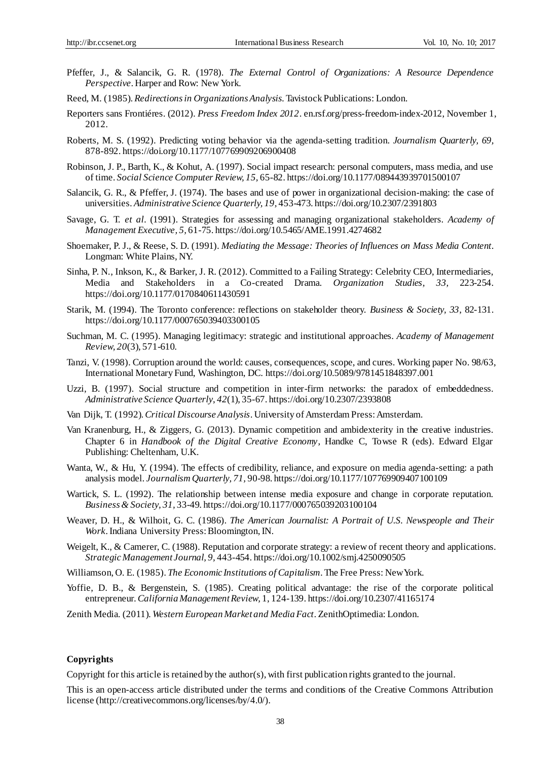Pfeffer, J., & Salancik, G. R. (1978). *The External Control of Organizations: A Resource Dependence Perspective*. Harper and Row: New York.

Reed, M. (1985). *Redirections in Organizations Analysis*. Tavistock Publications: London.

Reporters sans Frontiéres. (2012). *Press Freedom Index 2012*. en.rsf.org/press-freedom-index-2012, November 1, 2012.

Roberts, M. S. (1992). Predicting voting behavior via the agenda-setting tradition. *Journalism Quarterly, 69*, 878-892. https://doi.org/10.1177/107769909206900408

Robinson, J. P., Barth, K., & Kohut, A. (1997). Social impact research: personal computers, mass media, and use of time. *Social Science Computer Review, 15*, 65-82. https://doi.org/10.1177/089443939701500107

Salancik, G. R., & Pfeffer, J. (1974). The bases and use of power in organizational decision-making: the case of universities. *Administrative Science Quarterly, 19*, 453-473. https://doi.org/10.2307/2391803

Savage, G. T. *et al*. (1991). Strategies for assessing and managing organizational stakeholders. *Academy of Management Executive, 5*, 61-75. https://doi.org/10.5465/AME.1991.4274682

Shoemaker, P. J., & Reese, S. D. (1991). *Mediating the Message: Theories of Influences on Mass Media Content*. Longman: White Plains, NY.

Sinha, P. N., Inkson, K., & Barker, J. R. (2012). Committed to a Failing Strategy: Celebrity CEO, Intermediaries, Media and Stakeholders in a Co-created Drama. *Organization Studies, 33*, 223-254. https://doi.org/10.1177/0170840611430591

Starik, M. (1994). The Toronto conference: reflections on stakeholder theory. *Business & Society, 33*, 82-131. https://doi.org/10.1177/000765039403300105

Suchman, M. C. (1995). Managing legitimacy: strategic and institutional approaches. *Academy of Management Review, 20*(3), 571-610.

Tanzi, V. (1998). Corruption around the world: causes, consequences, scope, and cures. Working paper No. 98/63, International Monetary Fund, Washington, DC. https://doi.org/10.5089/9781451848397.001

Uzzi, B. (1997). Social structure and competition in inter-firm networks: the paradox of embeddedness. *Administrative Science Quarterly, 42*(1), 35-67. https://doi.org/10.2307/2393808

Van Dijk, T. (1992). *Critical Discourse Analysis*. University of Amsterdam Press: Amsterdam.

Van Kranenburg, H., & Ziggers, G. (2013). Dynamic competition and ambidexterity in the creative industries. Chapter 6 in *Handbook of the Digital Creative Economy*, Handke C, Towse R (eds). Edward Elgar Publishing: Cheltenham, U.K.

Wanta, W., & Hu, Y. (1994). The effects of credibility, reliance, and exposure on media agenda-setting: a path analysis model. *Journalism Quarterly, 71*, 90-98. https://doi.org/10.1177/107769909407100109

Wartick, S. L. (1992). The relationship between intense media exposure and change in corporate reputation. *Business & Society, 31*, 33-49. https://doi.org/10.1177/000765039203100104

Weaver, D. H., & Wilhoit, G. C. (1986). *The American Journalist: A Portrait of U.S. Newspeople and Their Work*. Indiana University Press: Bloomington, IN.

Weigelt, K., & Camerer, C. (1988). Reputation and corporate strategy: a review of recent theory and applications. *Strategic Management Journal, 9*, 443-454. https://doi.org/10.1002/smj.4250090505

Williamson, O. E. (1985). *The Economic Institutions of Capitalism*. The Free Press: New York.

Yoffie, D. B., & Bergenstein, S. (1985). Creating political advantage: the rise of the corporate political entrepreneur. *California Management Review,* 1, 124-139. https://doi.org/10.2307/41165174

Zenith Media. (2011). *Western European Market and Media Fact*. ZenithOptimedia: London.

## Copyrights

Copyright for this article is retained by the author(s), with first publication rights granted to the journal.

This is an open-access article distributed under the terms and conditions of the Creative Commons Attribution license (http://creativecommons.org/licenses/by/4.0/).